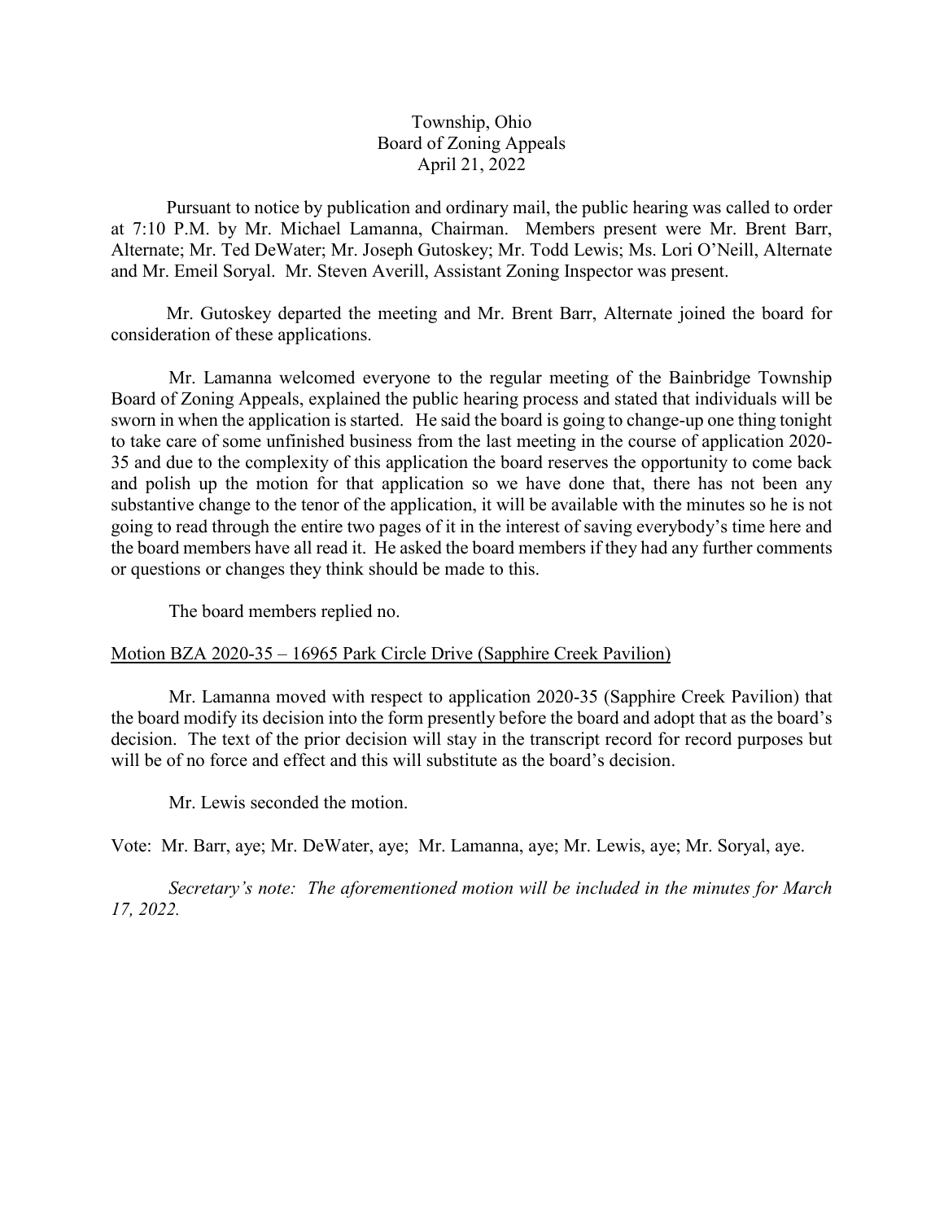Township, Ohio  
Board of Zoning Appeals  
April 21, 2022

Pursuant to notice by publication and ordinary mail, the public hearing was called to order at 7:10 P.M. by Mr. Michael Lamanna, Chairman. Members present were Mr. Brent Barr, Alternate; Mr. Ted DeWater; Mr. Joseph Gutoskey; Mr. Todd Lewis; Ms. Lori O'Neill, Alternate and Mr. Emeil Soryal. Mr. Steven Averill, Assistant Zoning Inspector was present.

Mr. Gutoskey departed the meeting and Mr. Brent Barr, Alternate joined the board for consideration of these applications.

Mr. Lamanna welcomed everyone to the regular meeting of the Bainbridge Township Board of Zoning Appeals, explained the public hearing process and stated that individuals will be sworn in when the application is started. He said the board is going to change-up one thing tonight to take care of some unfinished business from the last meeting in the course of application 2020-35 and due to the complexity of this application the board reserves the opportunity to come back and polish up the motion for that application so we have done that, there has not been any substantive change to the tenor of the application, it will be available with the minutes so he is not going to read through the entire two pages of it in the interest of saving everybody's time here and the board members have all read it. He asked the board members if they had any further comments or questions or changes they think should be made to this.

The board members replied no.

Motion BZA 2020-35 – 16965 Park Circle Drive (Sapphire Creek Pavilion)

Mr. Lamanna moved with respect to application 2020-35 (Sapphire Creek Pavilion) that the board modify its decision into the form presently before the board and adopt that as the board's decision. The text of the prior decision will stay in the transcript record for record purposes but will be of no force and effect and this will substitute as the board's decision.

Mr. Lewis seconded the motion.

Vote: Mr. Barr, aye; Mr. DeWater, aye; Mr. Lamanna, aye; Mr. Lewis, aye; Mr. Soryal, aye.

*Secretary's note: The aforementioned motion will be included in the minutes for March 17, 2022.*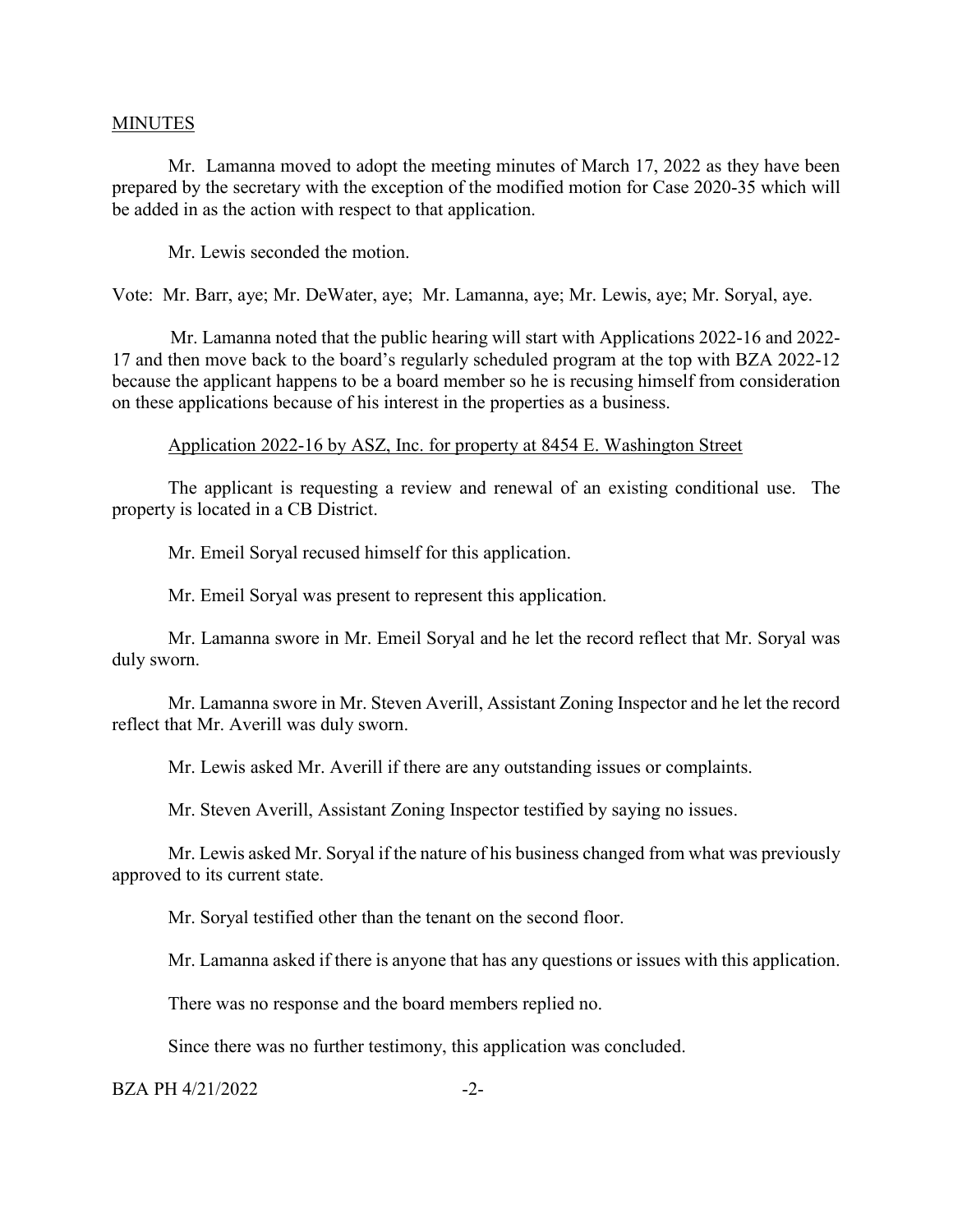MINUTES

Mr. Lamanna moved to adopt the meeting minutes of March 17, 2022 as they have been prepared by the secretary with the exception of the modified motion for Case 2020-35 which will be added in as the action with respect to that application.

Mr. Lewis seconded the motion.

Vote: Mr. Barr, aye; Mr. DeWater, aye; Mr. Lamanna, aye; Mr. Lewis, aye; Mr. Soryal, aye.

Mr. Lamanna noted that the public hearing will start with Applications 2022-16 and 2022-17 and then move back to the board's regularly scheduled program at the top with BZA 2022-12 because the applicant happens to be a board member so he is recusing himself from consideration on these applications because of his interest in the properties as a business.

Application 2022-16 by ASZ, Inc. for property at 8454 E. Washington Street

The applicant is requesting a review and renewal of an existing conditional use. The property is located in a CB District.

Mr. Emeil Soryal recused himself for this application.

Mr. Emeil Soryal was present to represent this application.

Mr. Lamanna swore in Mr. Emeil Soryal and he let the record reflect that Mr. Soryal was duly sworn.

Mr. Lamanna swore in Mr. Steven Averill, Assistant Zoning Inspector and he let the record reflect that Mr. Averill was duly sworn.

Mr. Lewis asked Mr. Averill if there are any outstanding issues or complaints.

Mr. Steven Averill, Assistant Zoning Inspector testified by saying no issues.

Mr. Lewis asked Mr. Soryal if the nature of his business changed from what was previously approved to its current state.

Mr. Soryal testified other than the tenant on the second floor.

Mr. Lamanna asked if there is anyone that has any questions or issues with this application.

There was no response and the board members replied no.

Since there was no further testimony, this application was concluded.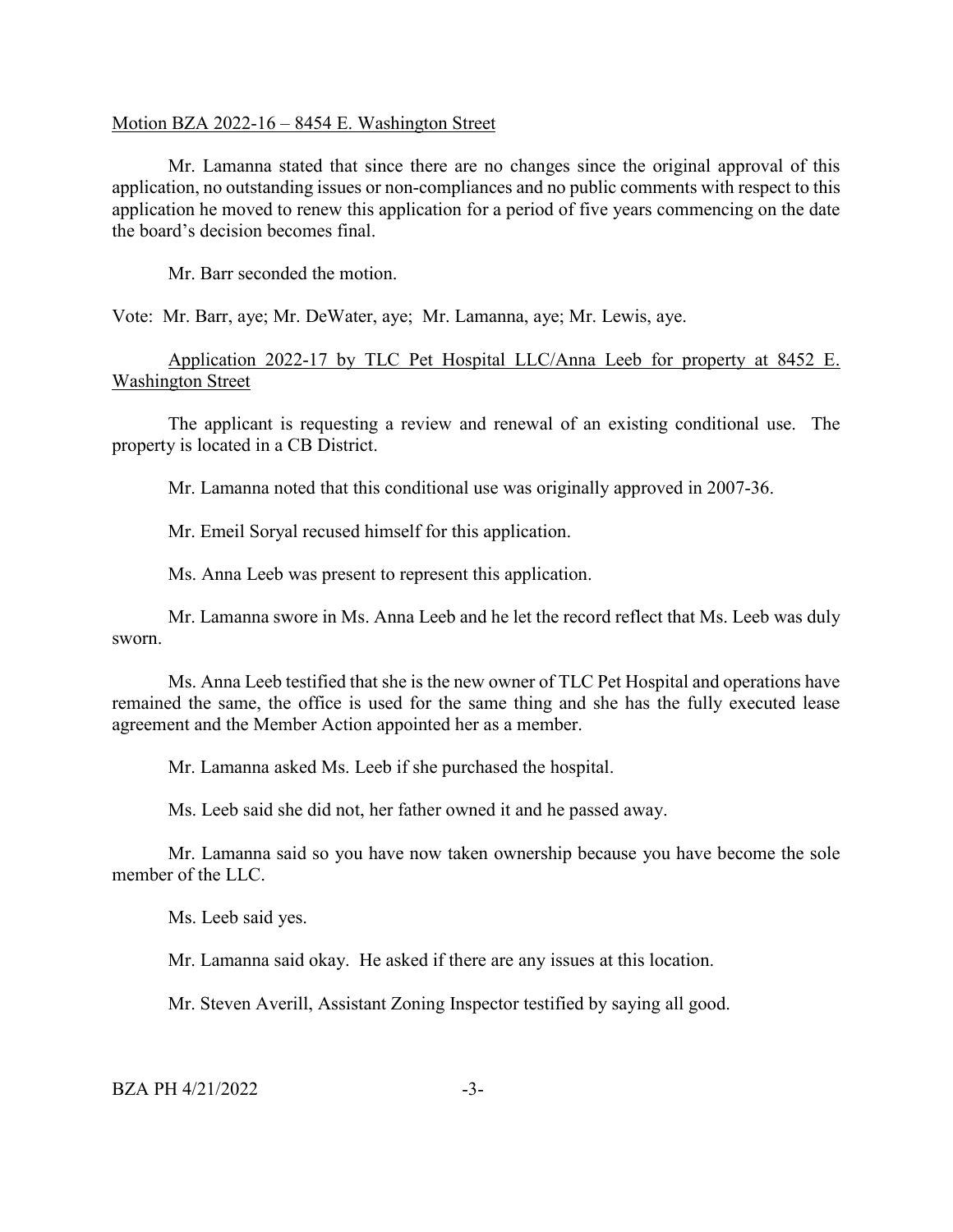Motion BZA 2022-16 – 8454 E. Washington Street

Mr. Lamanna stated that since there are no changes since the original approval of this application, no outstanding issues or non-compliances and no public comments with respect to this application he moved to renew this application for a period of five years commencing on the date the board's decision becomes final.

Mr. Barr seconded the motion.

Vote: Mr. Barr, aye; Mr. DeWater, aye; Mr. Lamanna, aye; Mr. Lewis, aye.

Application 2022-17 by TLC Pet Hospital LLC/Anna Leeb for property at 8452 E. Washington Street

The applicant is requesting a review and renewal of an existing conditional use. The property is located in a CB District.

Mr. Lamanna noted that this conditional use was originally approved in 2007-36.

Mr. Emeil Soryal recused himself for this application.

Ms. Anna Leeb was present to represent this application.

Mr. Lamanna swore in Ms. Anna Leeb and he let the record reflect that Ms. Leeb was duly sworn.

Ms. Anna Leeb testified that she is the new owner of TLC Pet Hospital and operations have remained the same, the office is used for the same thing and she has the fully executed lease agreement and the Member Action appointed her as a member.

Mr. Lamanna asked Ms. Leeb if she purchased the hospital.

Ms. Leeb said she did not, her father owned it and he passed away.

Mr. Lamanna said so you have now taken ownership because you have become the sole member of the LLC.

Ms. Leeb said yes.

Mr. Lamanna said okay. He asked if there are any issues at this location.

Mr. Steven Averill, Assistant Zoning Inspector testified by saying all good.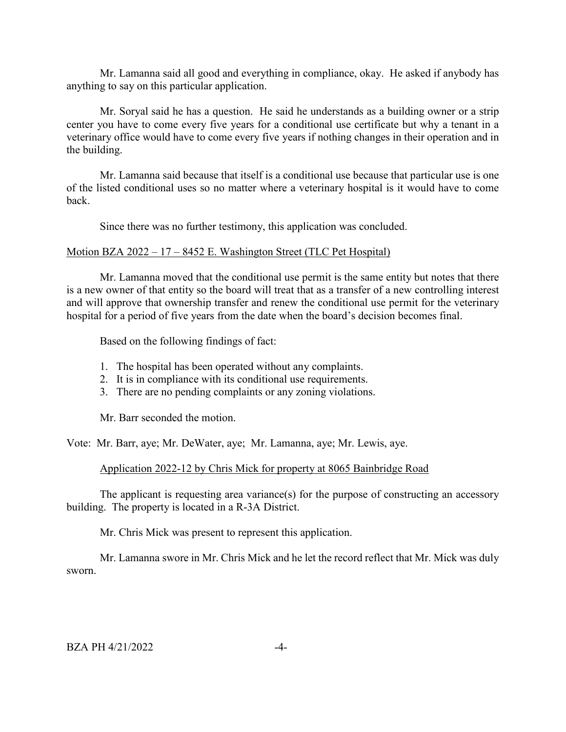Mr. Lamanna said all good and everything in compliance, okay. He asked if anybody has anything to say on this particular application.

Mr. Soryal said he has a question. He said he understands as a building owner or a strip center you have to come every five years for a conditional use certificate but why a tenant in a veterinary office would have to come every five years if nothing changes in their operation and in the building.

Mr. Lamanna said because that itself is a conditional use because that particular use is one of the listed conditional uses so no matter where a veterinary hospital is it would have to come back.

Since there was no further testimony, this application was concluded.

Motion BZA 2022 – 17 – 8452 E. Washington Street (TLC Pet Hospital)

Mr. Lamanna moved that the conditional use permit is the same entity but notes that there is a new owner of that entity so the board will treat that as a transfer of a new controlling interest and will approve that ownership transfer and renew the conditional use permit for the veterinary hospital for a period of five years from the date when the board's decision becomes final.

Based on the following findings of fact:

1. The hospital has been operated without any complaints.
2. It is in compliance with its conditional use requirements.
3. There are no pending complaints or any zoning violations.

Mr. Barr seconded the motion.

Vote: Mr. Barr, aye; Mr. DeWater, aye; Mr. Lamanna, aye; Mr. Lewis, aye.

Application 2022-12 by Chris Mick for property at 8065 Bainbridge Road

The applicant is requesting area variance(s) for the purpose of constructing an accessory building. The property is located in a R-3A District.

Mr. Chris Mick was present to represent this application.

Mr. Lamanna swore in Mr. Chris Mick and he let the record reflect that Mr. Mick was duly sworn.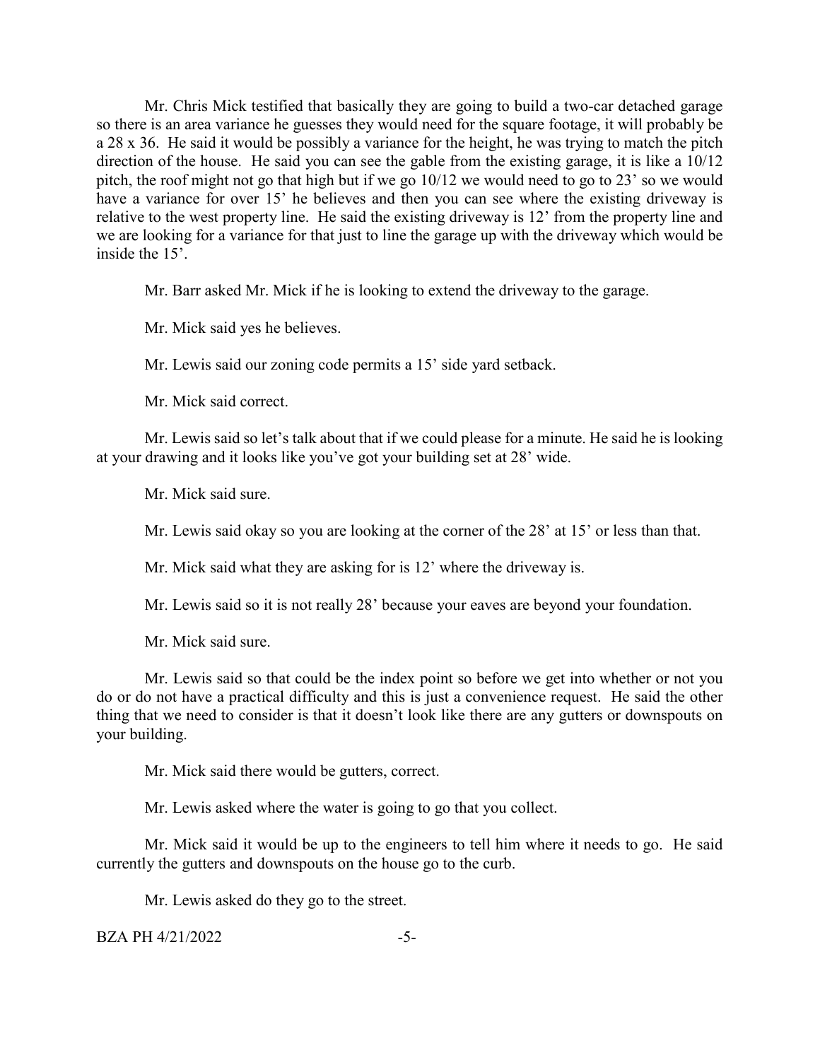Mr. Chris Mick testified that basically they are going to build a two-car detached garage so there is an area variance he guesses they would need for the square footage, it will probably be a 28 x 36. He said it would be possibly a variance for the height, he was trying to match the pitch direction of the house. He said you can see the gable from the existing garage, it is like a 10/12 pitch, the roof might not go that high but if we go 10/12 we would need to go to 23' so we would have a variance for over 15' he believes and then you can see where the existing driveway is relative to the west property line. He said the existing driveway is 12' from the property line and we are looking for a variance for that just to line the garage up with the driveway which would be inside the 15'.

Mr. Barr asked Mr. Mick if he is looking to extend the driveway to the garage.

Mr. Mick said yes he believes.

Mr. Lewis said our zoning code permits a 15' side yard setback.

Mr. Mick said correct.

Mr. Lewis said so let's talk about that if we could please for a minute. He said he is looking at your drawing and it looks like you've got your building set at 28' wide.

Mr. Mick said sure.

Mr. Lewis said okay so you are looking at the corner of the 28' at 15' or less than that.

Mr. Mick said what they are asking for is 12' where the driveway is.

Mr. Lewis said so it is not really 28' because your eaves are beyond your foundation.

Mr. Mick said sure.

Mr. Lewis said so that could be the index point so before we get into whether or not you do or do not have a practical difficulty and this is just a convenience request. He said the other thing that we need to consider is that it doesn't look like there are any gutters or downspouts on your building.

Mr. Mick said there would be gutters, correct.

Mr. Lewis asked where the water is going to go that you collect.

Mr. Mick said it would be up to the engineers to tell him where it needs to go. He said currently the gutters and downspouts on the house go to the curb.

Mr. Lewis asked do they go to the street.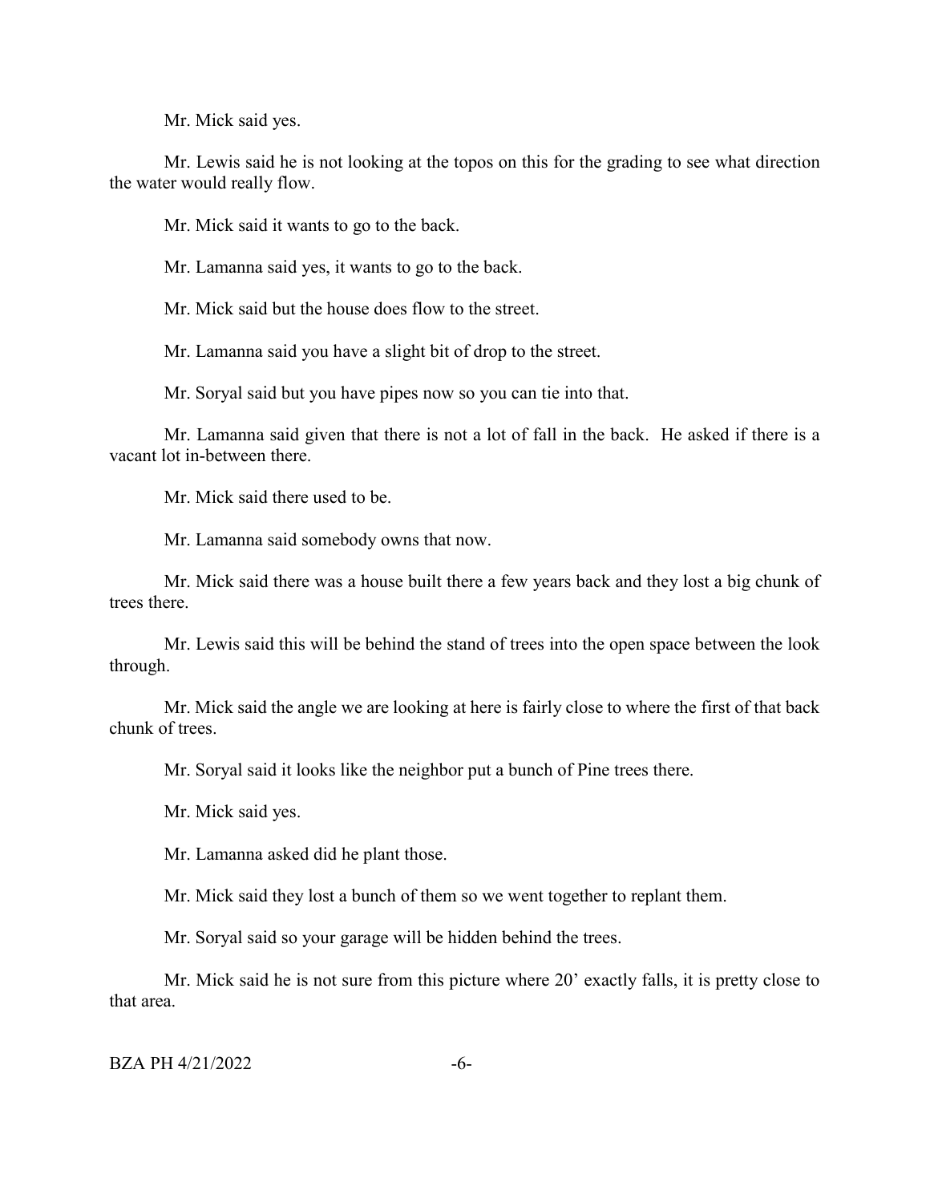Mr. Mick said yes.

Mr. Lewis said he is not looking at the topos on this for the grading to see what direction the water would really flow.

Mr. Mick said it wants to go to the back.

Mr. Lamanna said yes, it wants to go to the back.

Mr. Mick said but the house does flow to the street.

Mr. Lamanna said you have a slight bit of drop to the street.

Mr. Soryal said but you have pipes now so you can tie into that.

Mr. Lamanna said given that there is not a lot of fall in the back. He asked if there is a vacant lot in-between there.

Mr. Mick said there used to be.

Mr. Lamanna said somebody owns that now.

Mr. Mick said there was a house built there a few years back and they lost a big chunk of trees there.

Mr. Lewis said this will be behind the stand of trees into the open space between the look through.

Mr. Mick said the angle we are looking at here is fairly close to where the first of that back chunk of trees.

Mr. Soryal said it looks like the neighbor put a bunch of Pine trees there.

Mr. Mick said yes.

Mr. Lamanna asked did he plant those.

Mr. Mick said they lost a bunch of them so we went together to replant them.

Mr. Soryal said so your garage will be hidden behind the trees.

Mr. Mick said he is not sure from this picture where 20' exactly falls, it is pretty close to that area.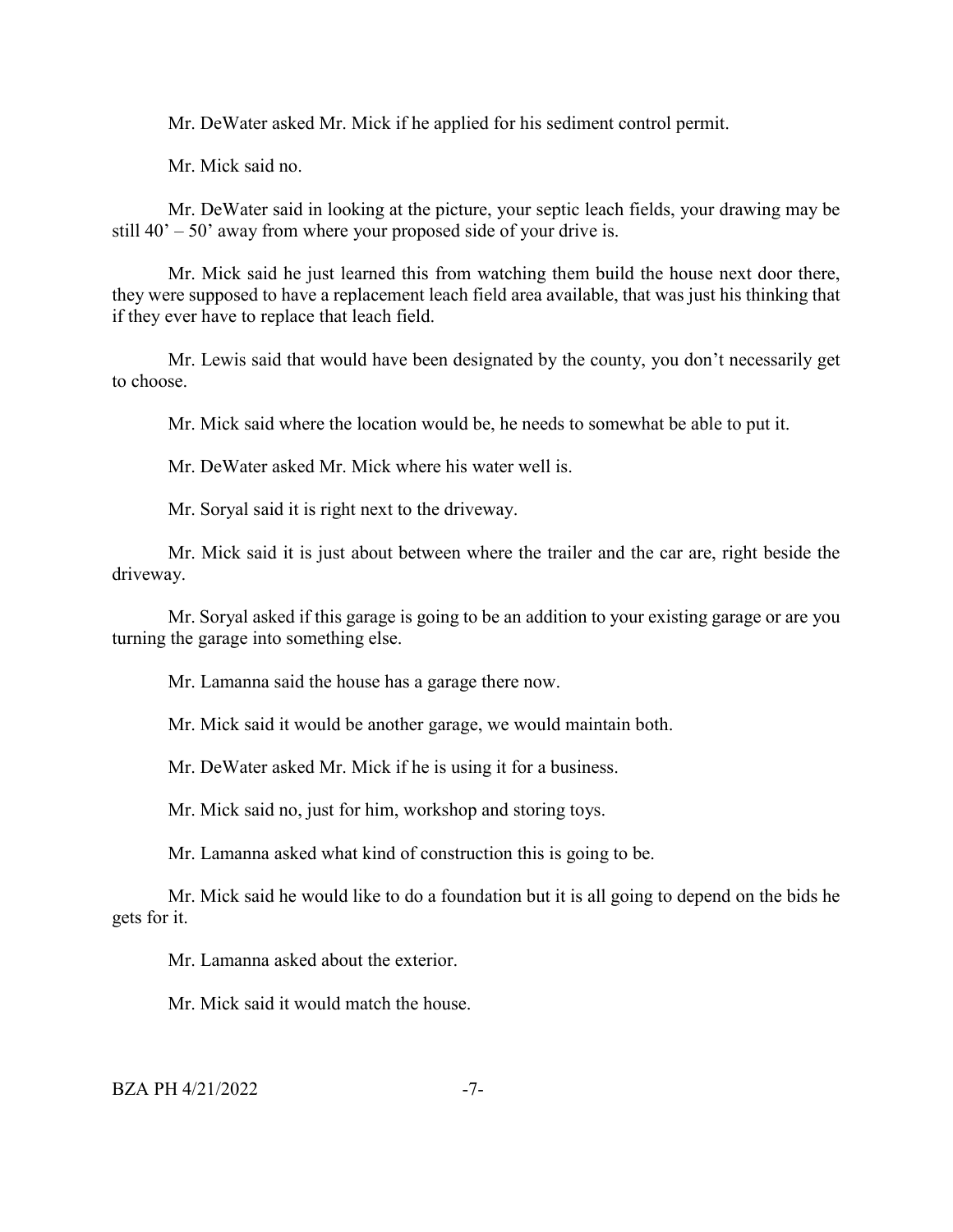Mr. DeWater asked Mr. Mick if he applied for his sediment control permit.

Mr. Mick said no.

Mr. DeWater said in looking at the picture, your septic leach fields, your drawing may be still 40' – 50' away from where your proposed side of your drive is.

Mr. Mick said he just learned this from watching them build the house next door there, they were supposed to have a replacement leach field area available, that was just his thinking that if they ever have to replace that leach field.

Mr. Lewis said that would have been designated by the county, you don't necessarily get to choose.

Mr. Mick said where the location would be, he needs to somewhat be able to put it.

Mr. DeWater asked Mr. Mick where his water well is.

Mr. Soryal said it is right next to the driveway.

Mr. Mick said it is just about between where the trailer and the car are, right beside the driveway.

Mr. Soryal asked if this garage is going to be an addition to your existing garage or are you turning the garage into something else.

Mr. Lamanna said the house has a garage there now.

Mr. Mick said it would be another garage, we would maintain both.

Mr. DeWater asked Mr. Mick if he is using it for a business.

Mr. Mick said no, just for him, workshop and storing toys.

Mr. Lamanna asked what kind of construction this is going to be.

Mr. Mick said he would like to do a foundation but it is all going to depend on the bids he gets for it.

Mr. Lamanna asked about the exterior.

Mr. Mick said it would match the house.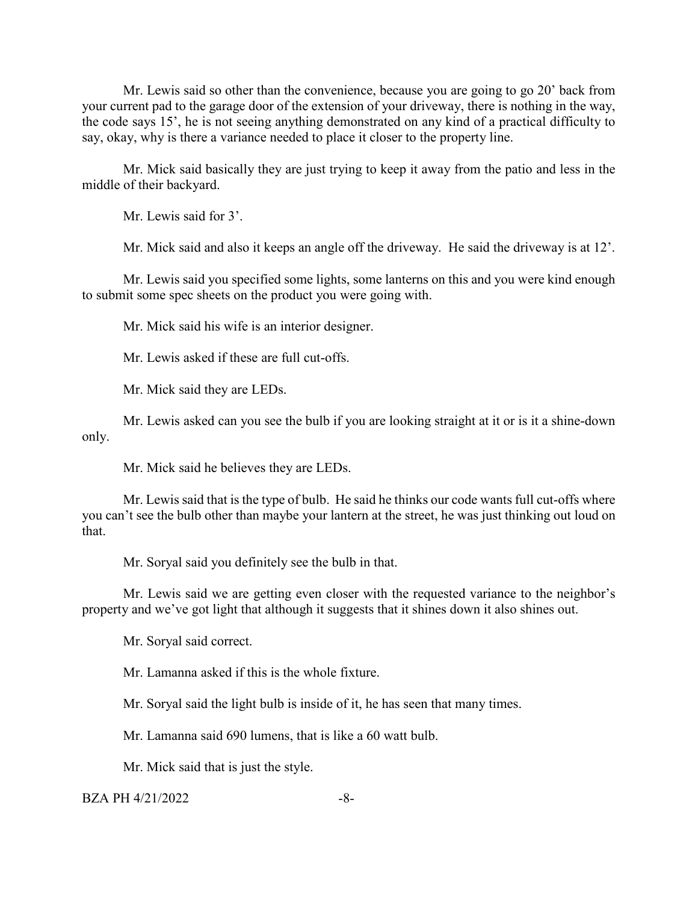Mr. Lewis said so other than the convenience, because you are going to go 20' back from your current pad to the garage door of the extension of your driveway, there is nothing in the way, the code says 15', he is not seeing anything demonstrated on any kind of a practical difficulty to say, okay, why is there a variance needed to place it closer to the property line.

Mr. Mick said basically they are just trying to keep it away from the patio and less in the middle of their backyard.

Mr. Lewis said for 3'.

Mr. Mick said and also it keeps an angle off the driveway. He said the driveway is at 12'.

Mr. Lewis said you specified some lights, some lanterns on this and you were kind enough to submit some spec sheets on the product you were going with.

Mr. Mick said his wife is an interior designer.

Mr. Lewis asked if these are full cut-offs.

Mr. Mick said they are LEDs.

Mr. Lewis asked can you see the bulb if you are looking straight at it or is it a shine-down only.

Mr. Mick said he believes they are LEDs.

Mr. Lewis said that is the type of bulb. He said he thinks our code wants full cut-offs where you can't see the bulb other than maybe your lantern at the street, he was just thinking out loud on that.

Mr. Soryal said you definitely see the bulb in that.

Mr. Lewis said we are getting even closer with the requested variance to the neighbor's property and we've got light that although it suggests that it shines down it also shines out.

Mr. Soryal said correct.

Mr. Lamanna asked if this is the whole fixture.

Mr. Soryal said the light bulb is inside of it, he has seen that many times.

Mr. Lamanna said 690 lumens, that is like a 60 watt bulb.

Mr. Mick said that is just the style.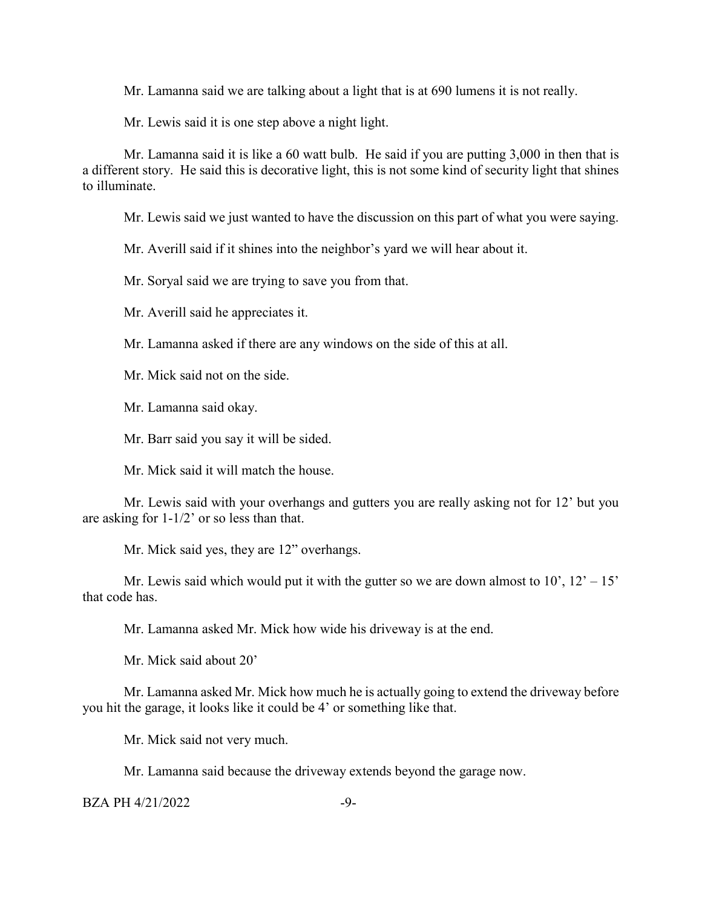Mr. Lamanna said we are talking about a light that is at 690 lumens it is not really.

Mr. Lewis said it is one step above a night light.

Mr. Lamanna said it is like a 60 watt bulb. He said if you are putting 3,000 in then that is a different story. He said this is decorative light, this is not some kind of security light that shines to illuminate.

Mr. Lewis said we just wanted to have the discussion on this part of what you were saying.

Mr. Averill said if it shines into the neighbor's yard we will hear about it.

Mr. Soryal said we are trying to save you from that.

Mr. Averill said he appreciates it.

Mr. Lamanna asked if there are any windows on the side of this at all.

Mr. Mick said not on the side.

Mr. Lamanna said okay.

Mr. Barr said you say it will be sided.

Mr. Mick said it will match the house.

Mr. Lewis said with your overhangs and gutters you are really asking not for 12' but you are asking for 1-1/2' or so less than that.

Mr. Mick said yes, they are 12" overhangs.

Mr. Lewis said which would put it with the gutter so we are down almost to 10', 12' – 15' that code has.

Mr. Lamanna asked Mr. Mick how wide his driveway is at the end.

Mr. Mick said about 20'

Mr. Lamanna asked Mr. Mick how much he is actually going to extend the driveway before you hit the garage, it looks like it could be 4' or something like that.

Mr. Mick said not very much.

Mr. Lamanna said because the driveway extends beyond the garage now.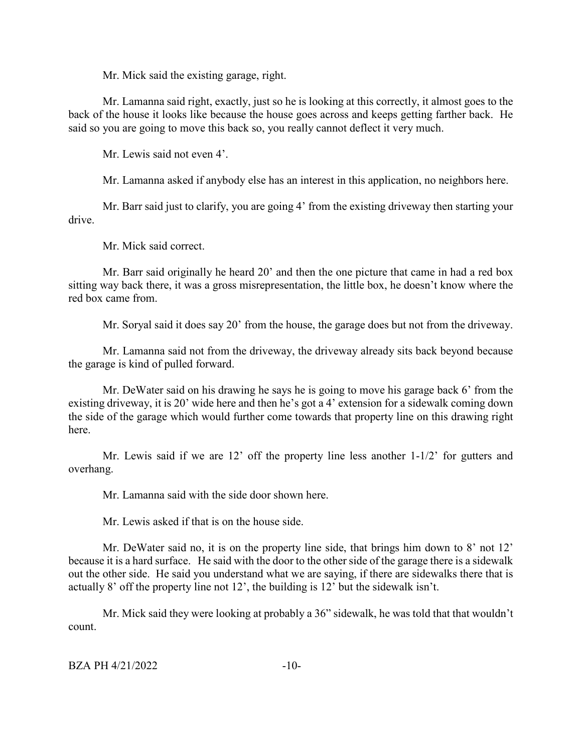Mr. Mick said the existing garage, right.

Mr. Lamanna said right, exactly, just so he is looking at this correctly, it almost goes to the back of the house it looks like because the house goes across and keeps getting farther back. He said so you are going to move this back so, you really cannot deflect it very much.

Mr. Lewis said not even 4'.

Mr. Lamanna asked if anybody else has an interest in this application, no neighbors here.

Mr. Barr said just to clarify, you are going 4' from the existing driveway then starting your drive.

Mr. Mick said correct.

Mr. Barr said originally he heard 20' and then the one picture that came in had a red box sitting way back there, it was a gross misrepresentation, the little box, he doesn't know where the red box came from.

Mr. Soryal said it does say 20' from the house, the garage does but not from the driveway.

Mr. Lamanna said not from the driveway, the driveway already sits back beyond because the garage is kind of pulled forward.

Mr. DeWater said on his drawing he says he is going to move his garage back 6' from the existing driveway, it is 20' wide here and then he's got a 4' extension for a sidewalk coming down the side of the garage which would further come towards that property line on this drawing right here.

Mr. Lewis said if we are 12' off the property line less another 1-1/2' for gutters and overhang.

Mr. Lamanna said with the side door shown here.

Mr. Lewis asked if that is on the house side.

Mr. DeWater said no, it is on the property line side, that brings him down to 8' not 12' because it is a hard surface. He said with the door to the other side of the garage there is a sidewalk out the other side. He said you understand what we are saying, if there are sidewalks there that is actually 8' off the property line not 12', the building is 12' but the sidewalk isn't.

Mr. Mick said they were looking at probably a 36" sidewalk, he was told that that wouldn't count.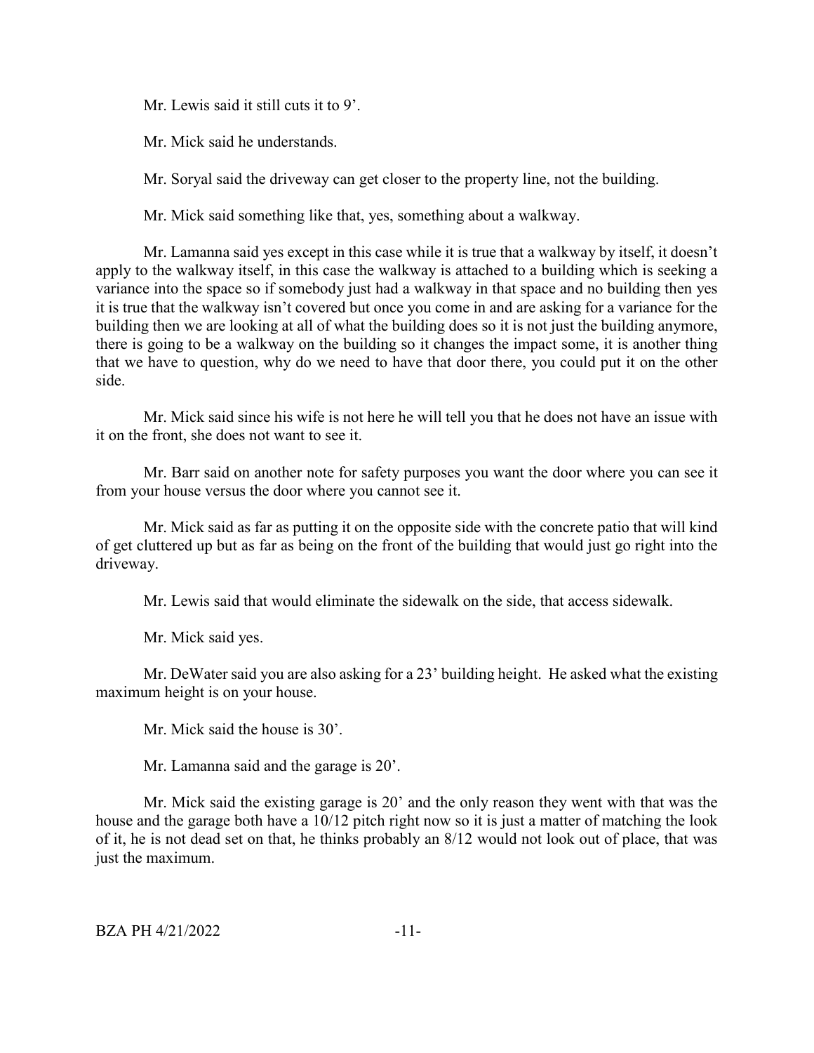Mr. Lewis said it still cuts it to 9'.

Mr. Mick said he understands.

Mr. Soryal said the driveway can get closer to the property line, not the building.

Mr. Mick said something like that, yes, something about a walkway.

Mr. Lamanna said yes except in this case while it is true that a walkway by itself, it doesn't apply to the walkway itself, in this case the walkway is attached to a building which is seeking a variance into the space so if somebody just had a walkway in that space and no building then yes it is true that the walkway isn't covered but once you come in and are asking for a variance for the building then we are looking at all of what the building does so it is not just the building anymore, there is going to be a walkway on the building so it changes the impact some, it is another thing that we have to question, why do we need to have that door there, you could put it on the other side.

Mr. Mick said since his wife is not here he will tell you that he does not have an issue with it on the front, she does not want to see it.

Mr. Barr said on another note for safety purposes you want the door where you can see it from your house versus the door where you cannot see it.

Mr. Mick said as far as putting it on the opposite side with the concrete patio that will kind of get cluttered up but as far as being on the front of the building that would just go right into the driveway.

Mr. Lewis said that would eliminate the sidewalk on the side, that access sidewalk.

Mr. Mick said yes.

Mr. DeWater said you are also asking for a 23' building height. He asked what the existing maximum height is on your house.

Mr. Mick said the house is 30'.

Mr. Lamanna said and the garage is 20'.

Mr. Mick said the existing garage is 20' and the only reason they went with that was the house and the garage both have a 10/12 pitch right now so it is just a matter of matching the look of it, he is not dead set on that, he thinks probably an 8/12 would not look out of place, that was just the maximum.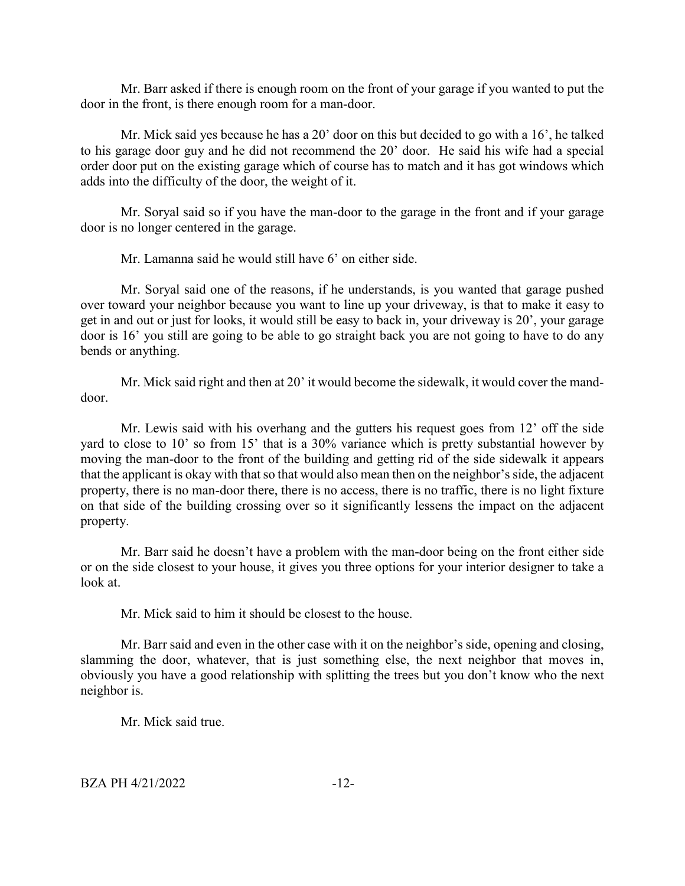Mr. Barr asked if there is enough room on the front of your garage if you wanted to put the door in the front, is there enough room for a man-door.

Mr. Mick said yes because he has a 20' door on this but decided to go with a 16', he talked to his garage door guy and he did not recommend the 20' door. He said his wife had a special order door put on the existing garage which of course has to match and it has got windows which adds into the difficulty of the door, the weight of it.

Mr. Soryal said so if you have the man-door to the garage in the front and if your garage door is no longer centered in the garage.

Mr. Lamanna said he would still have 6' on either side.

Mr. Soryal said one of the reasons, if he understands, is you wanted that garage pushed over toward your neighbor because you want to line up your driveway, is that to make it easy to get in and out or just for looks, it would still be easy to back in, your driveway is 20', your garage door is 16' you still are going to be able to go straight back you are not going to have to do any bends or anything.

Mr. Mick said right and then at 20' it would become the sidewalk, it would cover the mand-door.

Mr. Lewis said with his overhang and the gutters his request goes from 12' off the side yard to close to 10' so from 15' that is a 30% variance which is pretty substantial however by moving the man-door to the front of the building and getting rid of the side sidewalk it appears that the applicant is okay with that so that would also mean then on the neighbor's side, the adjacent property, there is no man-door there, there is no access, there is no traffic, there is no light fixture on that side of the building crossing over so it significantly lessens the impact on the adjacent property.

Mr. Barr said he doesn't have a problem with the man-door being on the front either side or on the side closest to your house, it gives you three options for your interior designer to take a look at.

Mr. Mick said to him it should be closest to the house.

Mr. Barr said and even in the other case with it on the neighbor's side, opening and closing, slamming the door, whatever, that is just something else, the next neighbor that moves in, obviously you have a good relationship with splitting the trees but you don't know who the next neighbor is.

Mr. Mick said true.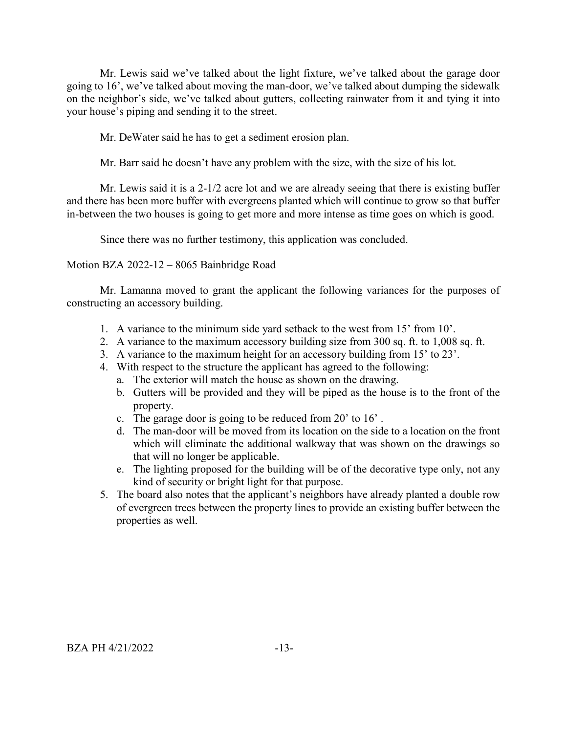Mr. Lewis said we've talked about the light fixture, we've talked about the garage door going to 16', we've talked about moving the man-door, we've talked about dumping the sidewalk on the neighbor's side, we've talked about gutters, collecting rainwater from it and tying it into your house's piping and sending it to the street.

Mr. DeWater said he has to get a sediment erosion plan.

Mr. Barr said he doesn't have any problem with the size, with the size of his lot.

Mr. Lewis said it is a 2-1/2 acre lot and we are already seeing that there is existing buffer and there has been more buffer with evergreens planted which will continue to grow so that buffer in-between the two houses is going to get more and more intense as time goes on which is good.

Since there was no further testimony, this application was concluded.

<u>Motion BZA 2022-12 – 8065 Bainbridge Road</u>

Mr. Lamanna moved to grant the applicant the following variances for the purposes of constructing an accessory building.

1. A variance to the minimum side yard setback to the west from 15' from 10'.
2. A variance to the maximum accessory building size from 300 sq. ft. to 1,008 sq. ft.
3. A variance to the maximum height for an accessory building from 15' to 23'.
4. With respect to the structure the applicant has agreed to the following:
   a. The exterior will match the house as shown on the drawing.
   b. Gutters will be provided and they will be piped as the house is to the front of the property.
   c. The garage door is going to be reduced from 20' to 16' .
   d. The man-door will be moved from its location on the side to a location on the front which will eliminate the additional walkway that was shown on the drawings so that will no longer be applicable.
   e. The lighting proposed for the building will be of the decorative type only, not any kind of security or bright light for that purpose.
5. The board also notes that the applicant's neighbors have already planted a double row of evergreen trees between the property lines to provide an existing buffer between the properties as well.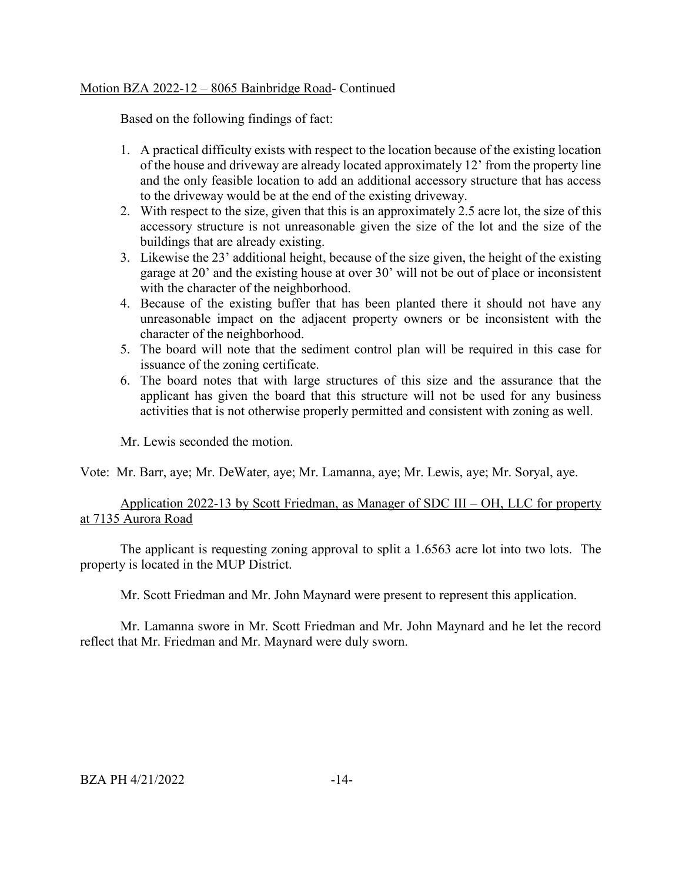Motion BZA 2022-12 – 8065 Bainbridge Road- Continued

Based on the following findings of fact:

1. A practical difficulty exists with respect to the location because of the existing location of the house and driveway are already located approximately 12' from the property line and the only feasible location to add an additional accessory structure that has access to the driveway would be at the end of the existing driveway.
2. With respect to the size, given that this is an approximately 2.5 acre lot, the size of this accessory structure is not unreasonable given the size of the lot and the size of the buildings that are already existing.
3. Likewise the 23' additional height, because of the size given, the height of the existing garage at 20' and the existing house at over 30' will not be out of place or inconsistent with the character of the neighborhood.
4. Because of the existing buffer that has been planted there it should not have any unreasonable impact on the adjacent property owners or be inconsistent with the character of the neighborhood.
5. The board will note that the sediment control plan will be required in this case for issuance of the zoning certificate.
6. The board notes that with large structures of this size and the assurance that the applicant has given the board that this structure will not be used for any business activities that is not otherwise properly permitted and consistent with zoning as well.

Mr. Lewis seconded the motion.

Vote: Mr. Barr, aye; Mr. DeWater, aye; Mr. Lamanna, aye; Mr. Lewis, aye; Mr. Soryal, aye.

Application 2022-13 by Scott Friedman, as Manager of SDC III – OH, LLC for property at 7135 Aurora Road

The applicant is requesting zoning approval to split a 1.6563 acre lot into two lots. The property is located in the MUP District.

Mr. Scott Friedman and Mr. John Maynard were present to represent this application.

Mr. Lamanna swore in Mr. Scott Friedman and Mr. John Maynard and he let the record reflect that Mr. Friedman and Mr. Maynard were duly sworn.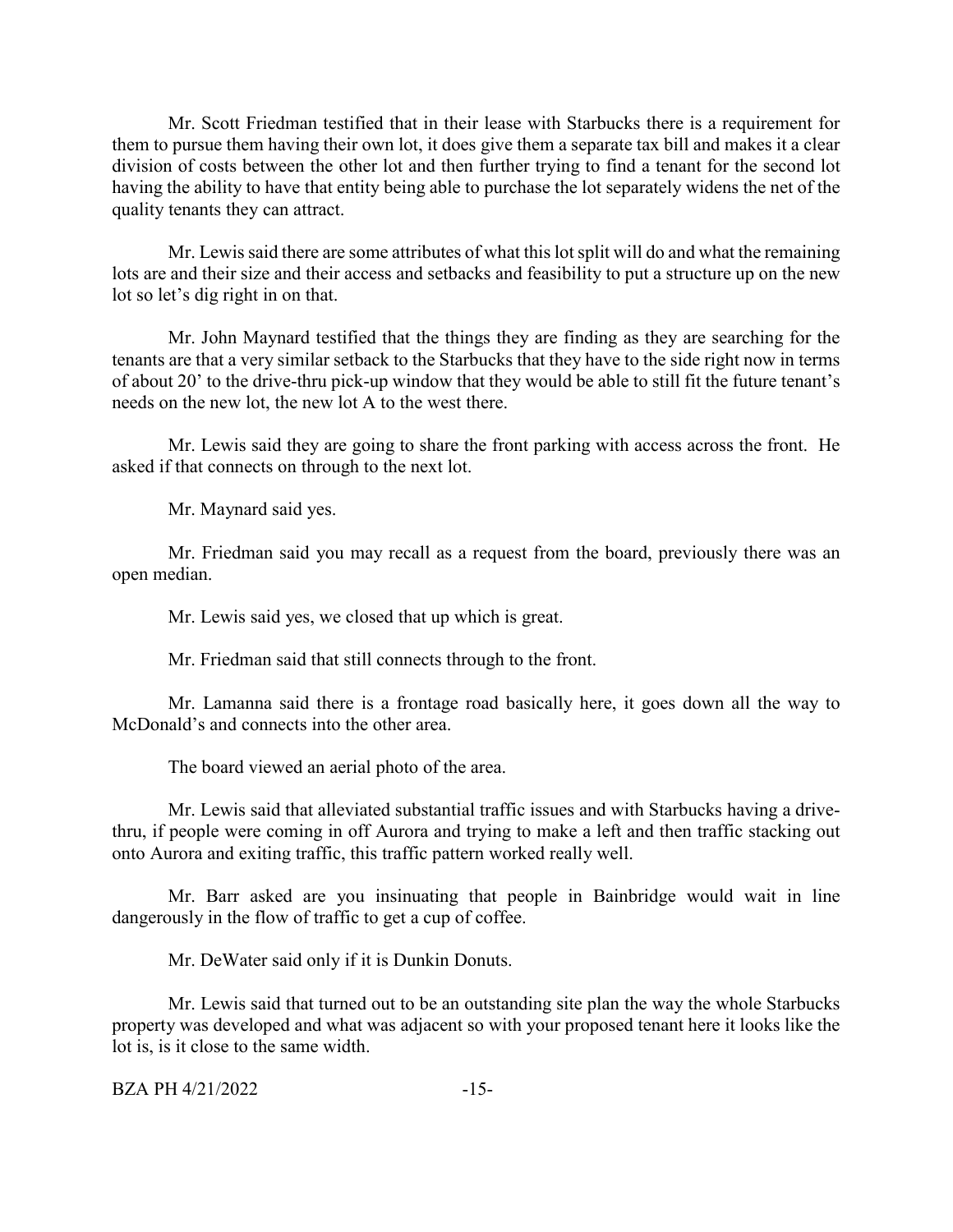Mr. Scott Friedman testified that in their lease with Starbucks there is a requirement for them to pursue them having their own lot, it does give them a separate tax bill and makes it a clear division of costs between the other lot and then further trying to find a tenant for the second lot having the ability to have that entity being able to purchase the lot separately widens the net of the quality tenants they can attract.

Mr. Lewis said there are some attributes of what this lot split will do and what the remaining lots are and their size and their access and setbacks and feasibility to put a structure up on the new lot so let's dig right in on that.

Mr. John Maynard testified that the things they are finding as they are searching for the tenants are that a very similar setback to the Starbucks that they have to the side right now in terms of about 20' to the drive-thru pick-up window that they would be able to still fit the future tenant's needs on the new lot, the new lot A to the west there.

Mr. Lewis said they are going to share the front parking with access across the front. He asked if that connects on through to the next lot.

Mr. Maynard said yes.

Mr. Friedman said you may recall as a request from the board, previously there was an open median.

Mr. Lewis said yes, we closed that up which is great.

Mr. Friedman said that still connects through to the front.

Mr. Lamanna said there is a frontage road basically here, it goes down all the way to McDonald's and connects into the other area.

The board viewed an aerial photo of the area.

Mr. Lewis said that alleviated substantial traffic issues and with Starbucks having a drive-thru, if people were coming in off Aurora and trying to make a left and then traffic stacking out onto Aurora and exiting traffic, this traffic pattern worked really well.

Mr. Barr asked are you insinuating that people in Bainbridge would wait in line dangerously in the flow of traffic to get a cup of coffee.

Mr. DeWater said only if it is Dunkin Donuts.

Mr. Lewis said that turned out to be an outstanding site plan the way the whole Starbucks property was developed and what was adjacent so with your proposed tenant here it looks like the lot is, is it close to the same width.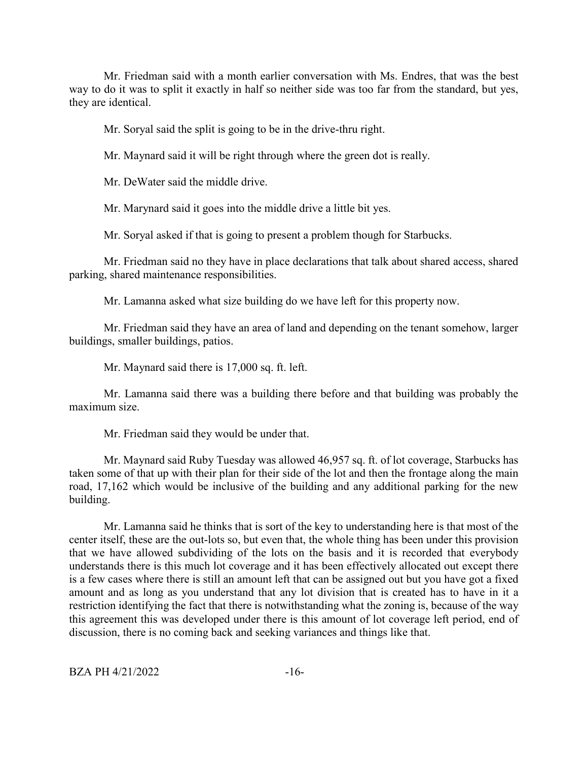Mr. Friedman said with a month earlier conversation with Ms. Endres, that was the best way to do it was to split it exactly in half so neither side was too far from the standard, but yes, they are identical.

Mr. Soryal said the split is going to be in the drive-thru right.

Mr. Maynard said it will be right through where the green dot is really.

Mr. DeWater said the middle drive.

Mr. Marynard said it goes into the middle drive a little bit yes.

Mr. Soryal asked if that is going to present a problem though for Starbucks.

Mr. Friedman said no they have in place declarations that talk about shared access, shared parking, shared maintenance responsibilities.

Mr. Lamanna asked what size building do we have left for this property now.

Mr. Friedman said they have an area of land and depending on the tenant somehow, larger buildings, smaller buildings, patios.

Mr. Maynard said there is 17,000 sq. ft. left.

Mr. Lamanna said there was a building there before and that building was probably the maximum size.

Mr. Friedman said they would be under that.

Mr. Maynard said Ruby Tuesday was allowed 46,957 sq. ft. of lot coverage, Starbucks has taken some of that up with their plan for their side of the lot and then the frontage along the main road, 17,162 which would be inclusive of the building and any additional parking for the new building.

Mr. Lamanna said he thinks that is sort of the key to understanding here is that most of the center itself, these are the out-lots so, but even that, the whole thing has been under this provision that we have allowed subdividing of the lots on the basis and it is recorded that everybody understands there is this much lot coverage and it has been effectively allocated out except there is a few cases where there is still an amount left that can be assigned out but you have got a fixed amount and as long as you understand that any lot division that is created has to have in it a restriction identifying the fact that there is notwithstanding what the zoning is, because of the way this agreement this was developed under there is this amount of lot coverage left period, end of discussion, there is no coming back and seeking variances and things like that.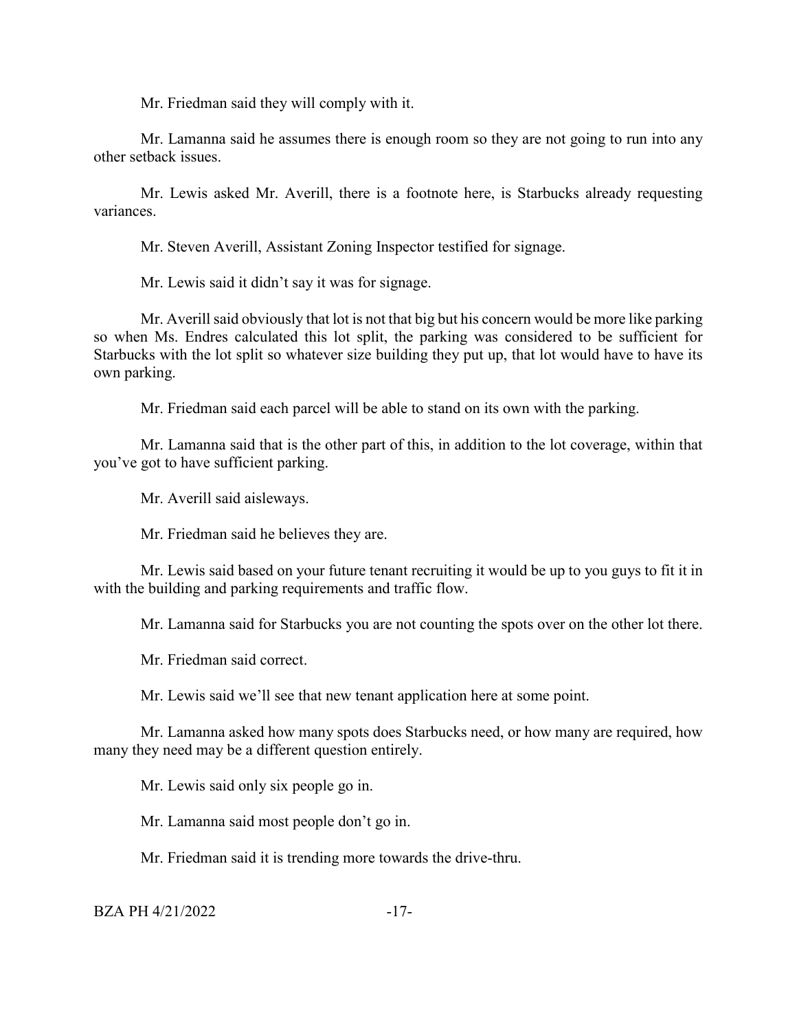Mr. Friedman said they will comply with it.

Mr. Lamanna said he assumes there is enough room so they are not going to run into any other setback issues.

Mr. Lewis asked Mr. Averill, there is a footnote here, is Starbucks already requesting variances.

Mr. Steven Averill, Assistant Zoning Inspector testified for signage.

Mr. Lewis said it didn't say it was for signage.

Mr. Averill said obviously that lot is not that big but his concern would be more like parking so when Ms. Endres calculated this lot split, the parking was considered to be sufficient for Starbucks with the lot split so whatever size building they put up, that lot would have to have its own parking.

Mr. Friedman said each parcel will be able to stand on its own with the parking.

Mr. Lamanna said that is the other part of this, in addition to the lot coverage, within that you've got to have sufficient parking.

Mr. Averill said aisleways.

Mr. Friedman said he believes they are.

Mr. Lewis said based on your future tenant recruiting it would be up to you guys to fit it in with the building and parking requirements and traffic flow.

Mr. Lamanna said for Starbucks you are not counting the spots over on the other lot there.

Mr. Friedman said correct.

Mr. Lewis said we'll see that new tenant application here at some point.

Mr. Lamanna asked how many spots does Starbucks need, or how many are required, how many they need may be a different question entirely.

Mr. Lewis said only six people go in.

Mr. Lamanna said most people don't go in.

Mr. Friedman said it is trending more towards the drive-thru.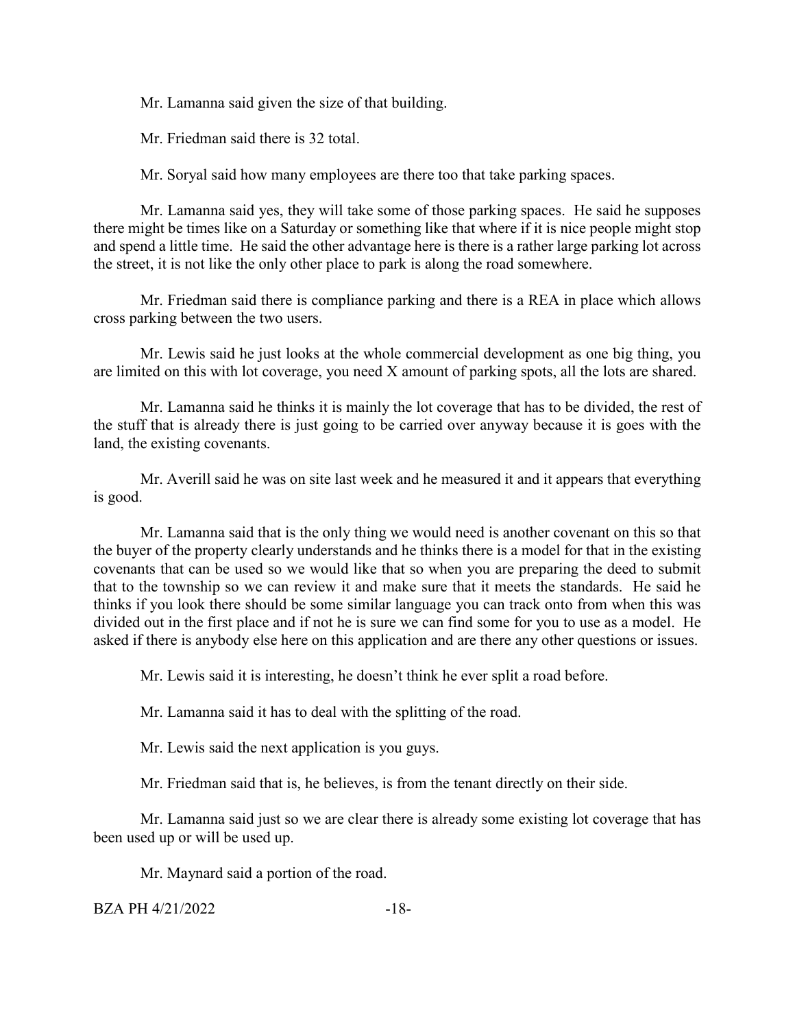Mr. Lamanna said given the size of that building.

Mr. Friedman said there is 32 total.

Mr. Soryal said how many employees are there too that take parking spaces.

Mr. Lamanna said yes, they will take some of those parking spaces. He said he supposes there might be times like on a Saturday or something like that where if it is nice people might stop and spend a little time. He said the other advantage here is there is a rather large parking lot across the street, it is not like the only other place to park is along the road somewhere.

Mr. Friedman said there is compliance parking and there is a REA in place which allows cross parking between the two users.

Mr. Lewis said he just looks at the whole commercial development as one big thing, you are limited on this with lot coverage, you need X amount of parking spots, all the lots are shared.

Mr. Lamanna said he thinks it is mainly the lot coverage that has to be divided, the rest of the stuff that is already there is just going to be carried over anyway because it is goes with the land, the existing covenants.

Mr. Averill said he was on site last week and he measured it and it appears that everything is good.

Mr. Lamanna said that is the only thing we would need is another covenant on this so that the buyer of the property clearly understands and he thinks there is a model for that in the existing covenants that can be used so we would like that so when you are preparing the deed to submit that to the township so we can review it and make sure that it meets the standards. He said he thinks if you look there should be some similar language you can track onto from when this was divided out in the first place and if not he is sure we can find some for you to use as a model. He asked if there is anybody else here on this application and are there any other questions or issues.

Mr. Lewis said it is interesting, he doesn't think he ever split a road before.

Mr. Lamanna said it has to deal with the splitting of the road.

Mr. Lewis said the next application is you guys.

Mr. Friedman said that is, he believes, is from the tenant directly on their side.

Mr. Lamanna said just so we are clear there is already some existing lot coverage that has been used up or will be used up.

Mr. Maynard said a portion of the road.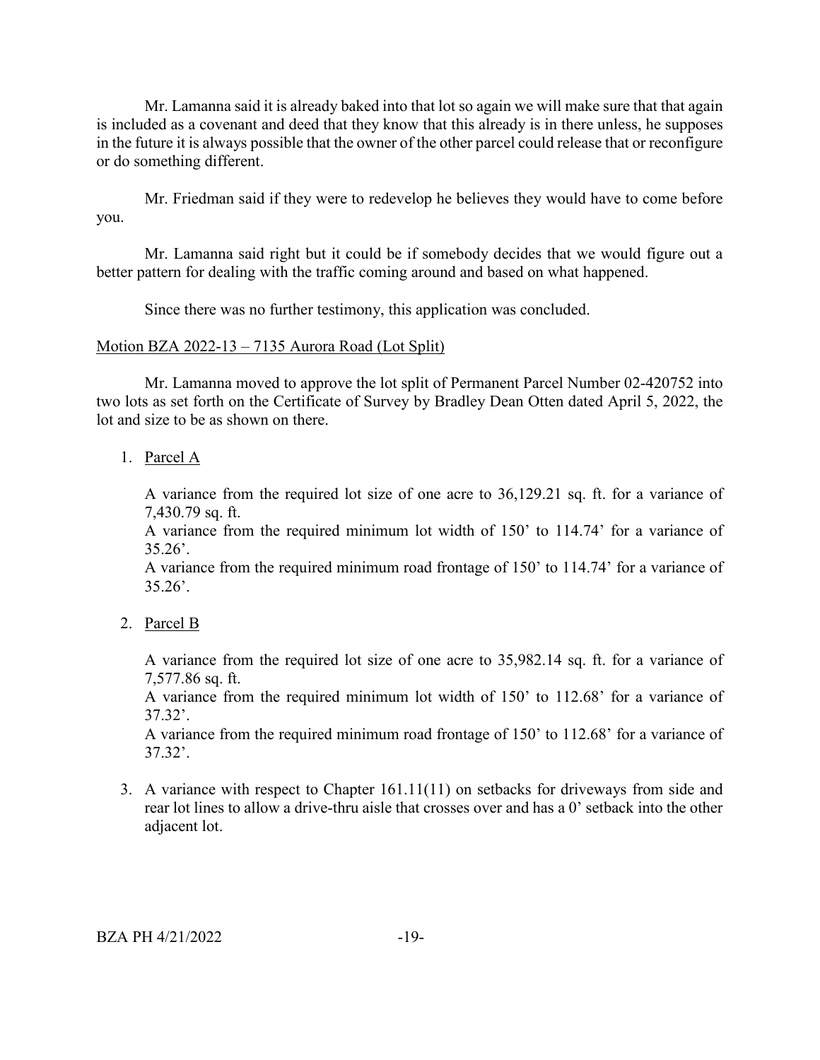Mr. Lamanna said it is already baked into that lot so again we will make sure that that again is included as a covenant and deed that they know that this already is in there unless, he supposes in the future it is always possible that the owner of the other parcel could release that or reconfigure or do something different.

Mr. Friedman said if they were to redevelop he believes they would have to come before you.

Mr. Lamanna said right but it could be if somebody decides that we would figure out a better pattern for dealing with the traffic coming around and based on what happened.

Since there was no further testimony, this application was concluded.

<u>Motion BZA 2022-13 – 7135 Aurora Road (Lot Split)</u>

Mr. Lamanna moved to approve the lot split of Permanent Parcel Number 02-420752 into two lots as set forth on the Certificate of Survey by Bradley Dean Otten dated April 5, 2022, the lot and size to be as shown on there.

1. <u>Parcel A</u>

   A variance from the required lot size of one acre to 36,129.21 sq. ft. for a variance of 7,430.79 sq. ft.
   A variance from the required minimum lot width of 150' to 114.74' for a variance of 35.26'.
   A variance from the required minimum road frontage of 150' to 114.74' for a variance of 35.26'.

2. <u>Parcel B</u>

   A variance from the required lot size of one acre to 35,982.14 sq. ft. for a variance of 7,577.86 sq. ft.
   A variance from the required minimum lot width of 150' to 112.68' for a variance of 37.32'.
   A variance from the required minimum road frontage of 150' to 112.68' for a variance of 37.32'.

3. A variance with respect to Chapter 161.11(11) on setbacks for driveways from side and rear lot lines to allow a drive-thru aisle that crosses over and has a 0' setback into the other adjacent lot.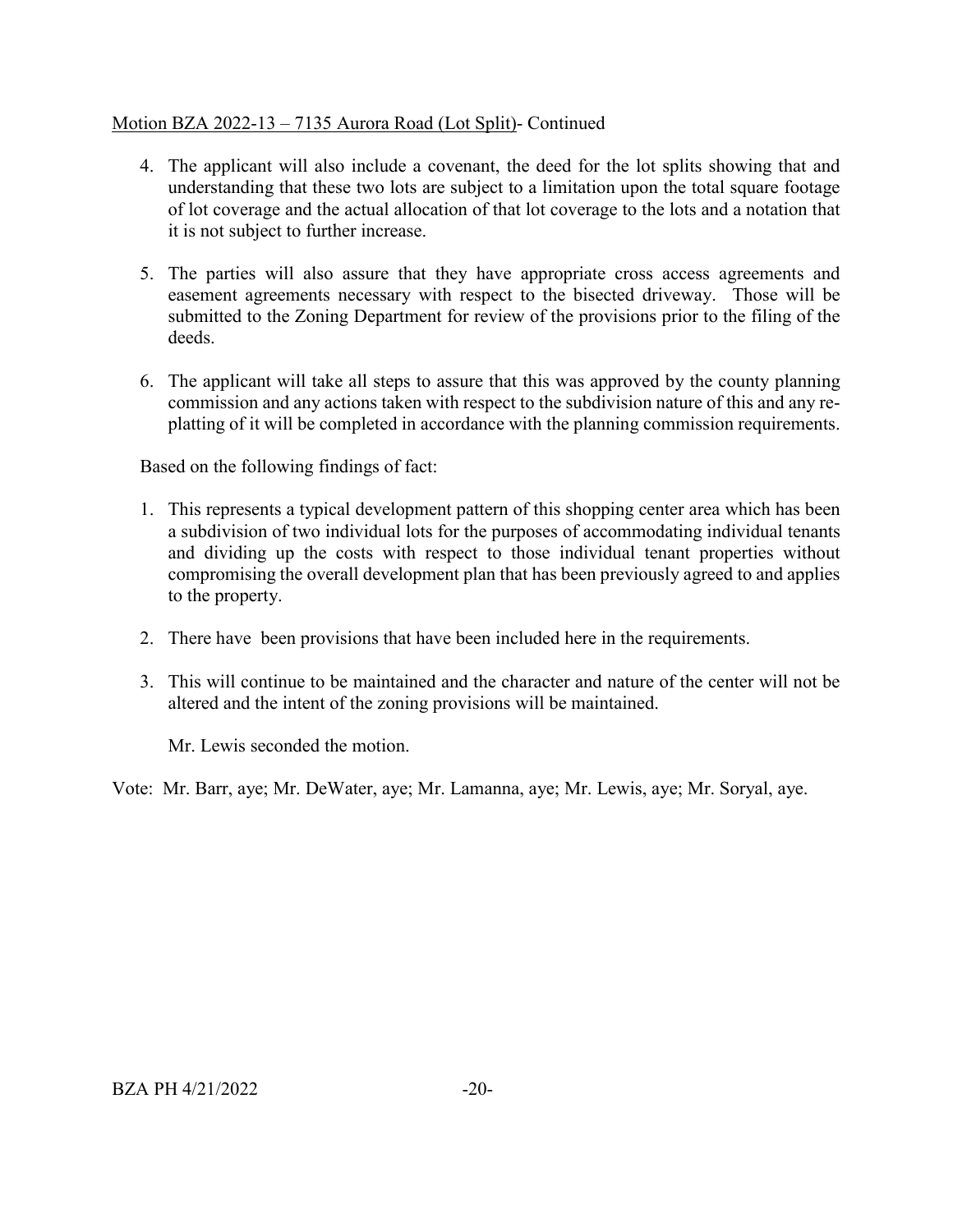Motion BZA 2022-13 – 7135 Aurora Road (Lot Split)- Continued

4. The applicant will also include a covenant, the deed for the lot splits showing that and understanding that these two lots are subject to a limitation upon the total square footage of lot coverage and the actual allocation of that lot coverage to the lots and a notation that it is not subject to further increase.

5. The parties will also assure that they have appropriate cross access agreements and easement agreements necessary with respect to the bisected driveway. Those will be submitted to the Zoning Department for review of the provisions prior to the filing of the deeds.

6. The applicant will take all steps to assure that this was approved by the county planning commission and any actions taken with respect to the subdivision nature of this and any re-platting of it will be completed in accordance with the planning commission requirements.

Based on the following findings of fact:

1. This represents a typical development pattern of this shopping center area which has been a subdivision of two individual lots for the purposes of accommodating individual tenants and dividing up the costs with respect to those individual tenant properties without compromising the overall development plan that has been previously agreed to and applies to the property.

2. There have been provisions that have been included here in the requirements.

3. This will continue to be maintained and the character and nature of the center will not be altered and the intent of the zoning provisions will be maintained.

Mr. Lewis seconded the motion.

Vote: Mr. Barr, aye; Mr. DeWater, aye; Mr. Lamanna, aye; Mr. Lewis, aye; Mr. Soryal, aye.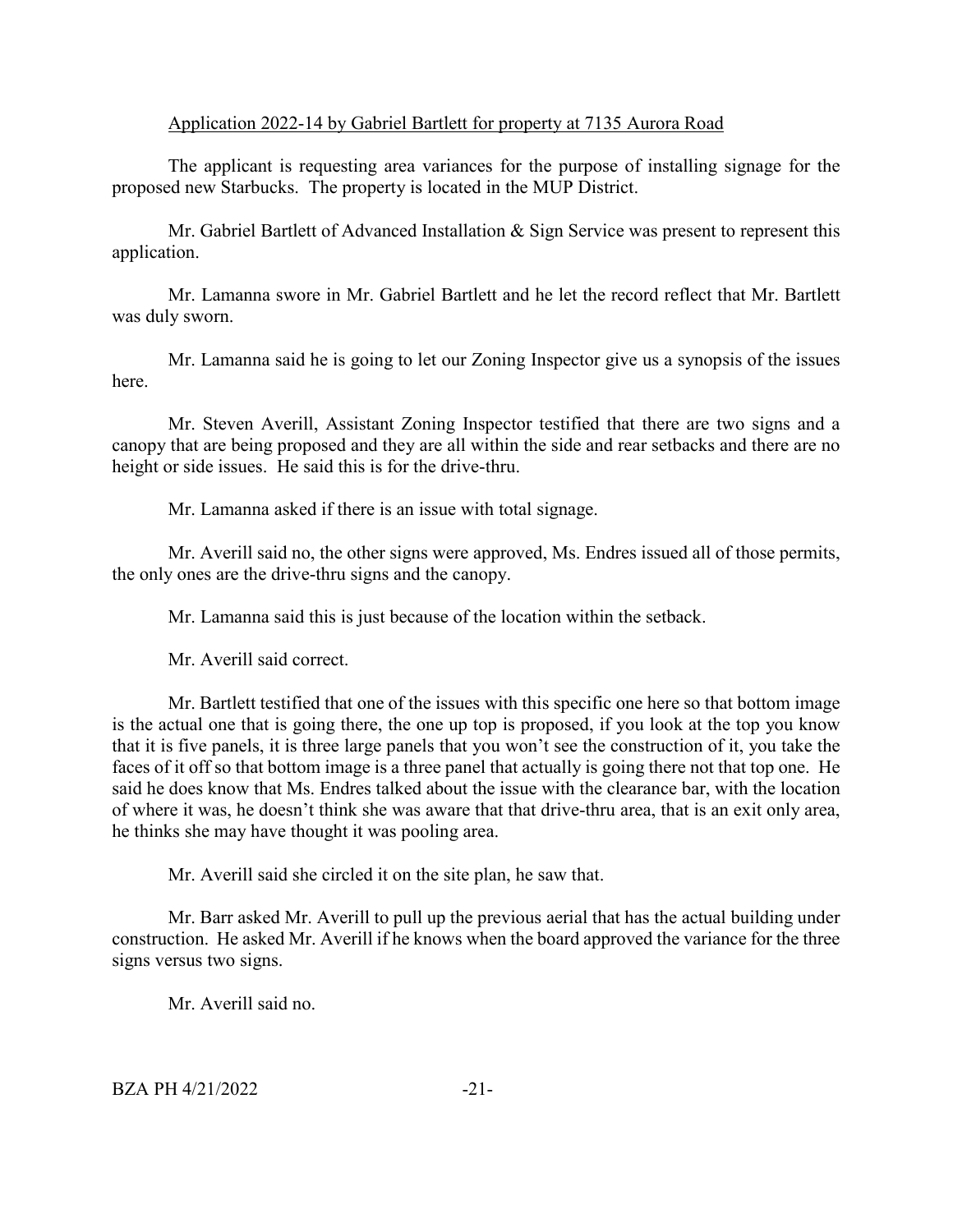Application 2022-14 by Gabriel Bartlett for property at 7135 Aurora Road

The applicant is requesting area variances for the purpose of installing signage for the proposed new Starbucks. The property is located in the MUP District.

Mr. Gabriel Bartlett of Advanced Installation & Sign Service was present to represent this application.

Mr. Lamanna swore in Mr. Gabriel Bartlett and he let the record reflect that Mr. Bartlett was duly sworn.

Mr. Lamanna said he is going to let our Zoning Inspector give us a synopsis of the issues here.

Mr. Steven Averill, Assistant Zoning Inspector testified that there are two signs and a canopy that are being proposed and they are all within the side and rear setbacks and there are no height or side issues. He said this is for the drive-thru.

Mr. Lamanna asked if there is an issue with total signage.

Mr. Averill said no, the other signs were approved, Ms. Endres issued all of those permits, the only ones are the drive-thru signs and the canopy.

Mr. Lamanna said this is just because of the location within the setback.

Mr. Averill said correct.

Mr. Bartlett testified that one of the issues with this specific one here so that bottom image is the actual one that is going there, the one up top is proposed, if you look at the top you know that it is five panels, it is three large panels that you won't see the construction of it, you take the faces of it off so that bottom image is a three panel that actually is going there not that top one. He said he does know that Ms. Endres talked about the issue with the clearance bar, with the location of where it was, he doesn't think she was aware that that drive-thru area, that is an exit only area, he thinks she may have thought it was pooling area.

Mr. Averill said she circled it on the site plan, he saw that.

Mr. Barr asked Mr. Averill to pull up the previous aerial that has the actual building under construction. He asked Mr. Averill if he knows when the board approved the variance for the three signs versus two signs.

Mr. Averill said no.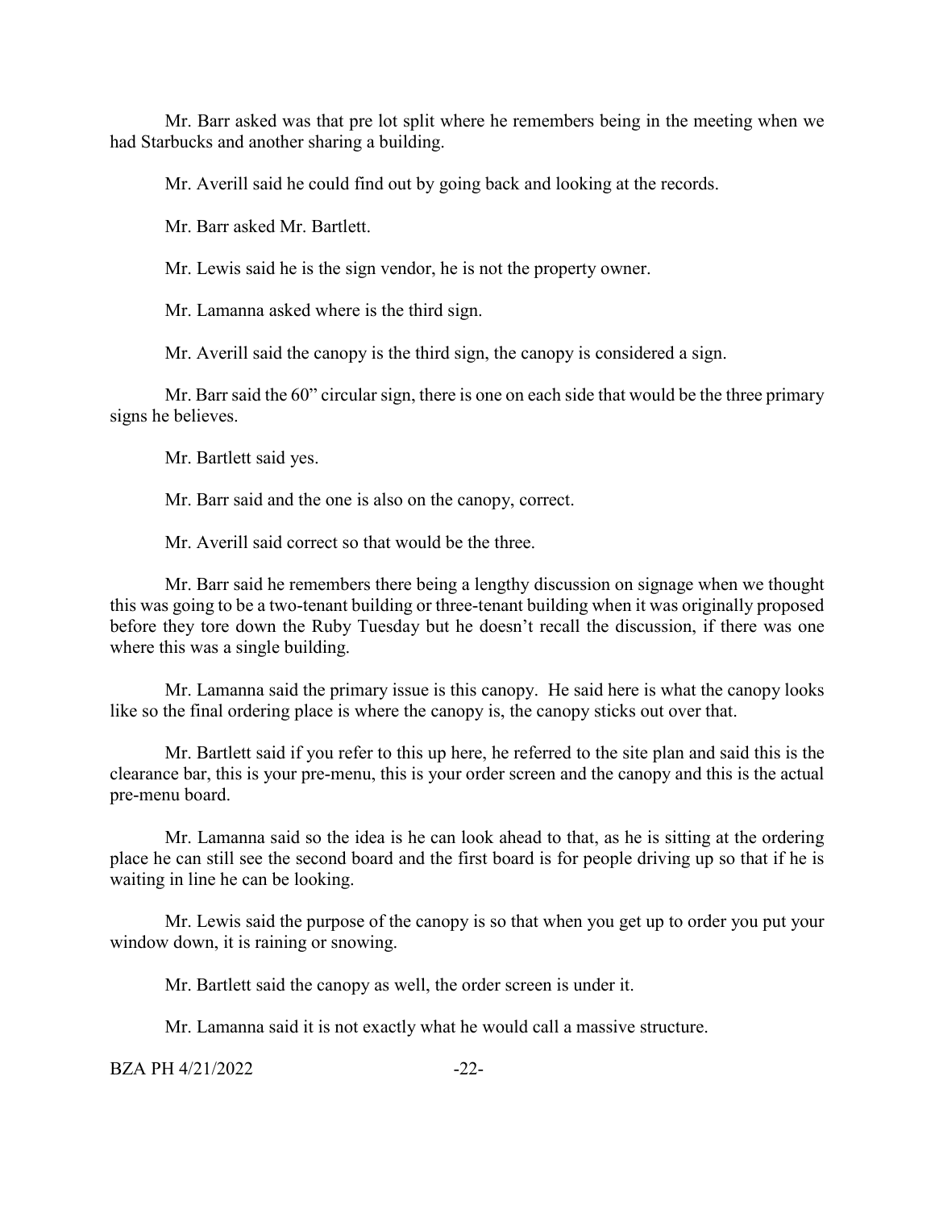Mr. Barr asked was that pre lot split where he remembers being in the meeting when we had Starbucks and another sharing a building.

Mr. Averill said he could find out by going back and looking at the records.

Mr. Barr asked Mr. Bartlett.

Mr. Lewis said he is the sign vendor, he is not the property owner.

Mr. Lamanna asked where is the third sign.

Mr. Averill said the canopy is the third sign, the canopy is considered a sign.

Mr. Barr said the 60" circular sign, there is one on each side that would be the three primary signs he believes.

Mr. Bartlett said yes.

Mr. Barr said and the one is also on the canopy, correct.

Mr. Averill said correct so that would be the three.

Mr. Barr said he remembers there being a lengthy discussion on signage when we thought this was going to be a two-tenant building or three-tenant building when it was originally proposed before they tore down the Ruby Tuesday but he doesn't recall the discussion, if there was one where this was a single building.

Mr. Lamanna said the primary issue is this canopy. He said here is what the canopy looks like so the final ordering place is where the canopy is, the canopy sticks out over that.

Mr. Bartlett said if you refer to this up here, he referred to the site plan and said this is the clearance bar, this is your pre-menu, this is your order screen and the canopy and this is the actual pre-menu board.

Mr. Lamanna said so the idea is he can look ahead to that, as he is sitting at the ordering place he can still see the second board and the first board is for people driving up so that if he is waiting in line he can be looking.

Mr. Lewis said the purpose of the canopy is so that when you get up to order you put your window down, it is raining or snowing.

Mr. Bartlett said the canopy as well, the order screen is under it.

Mr. Lamanna said it is not exactly what he would call a massive structure.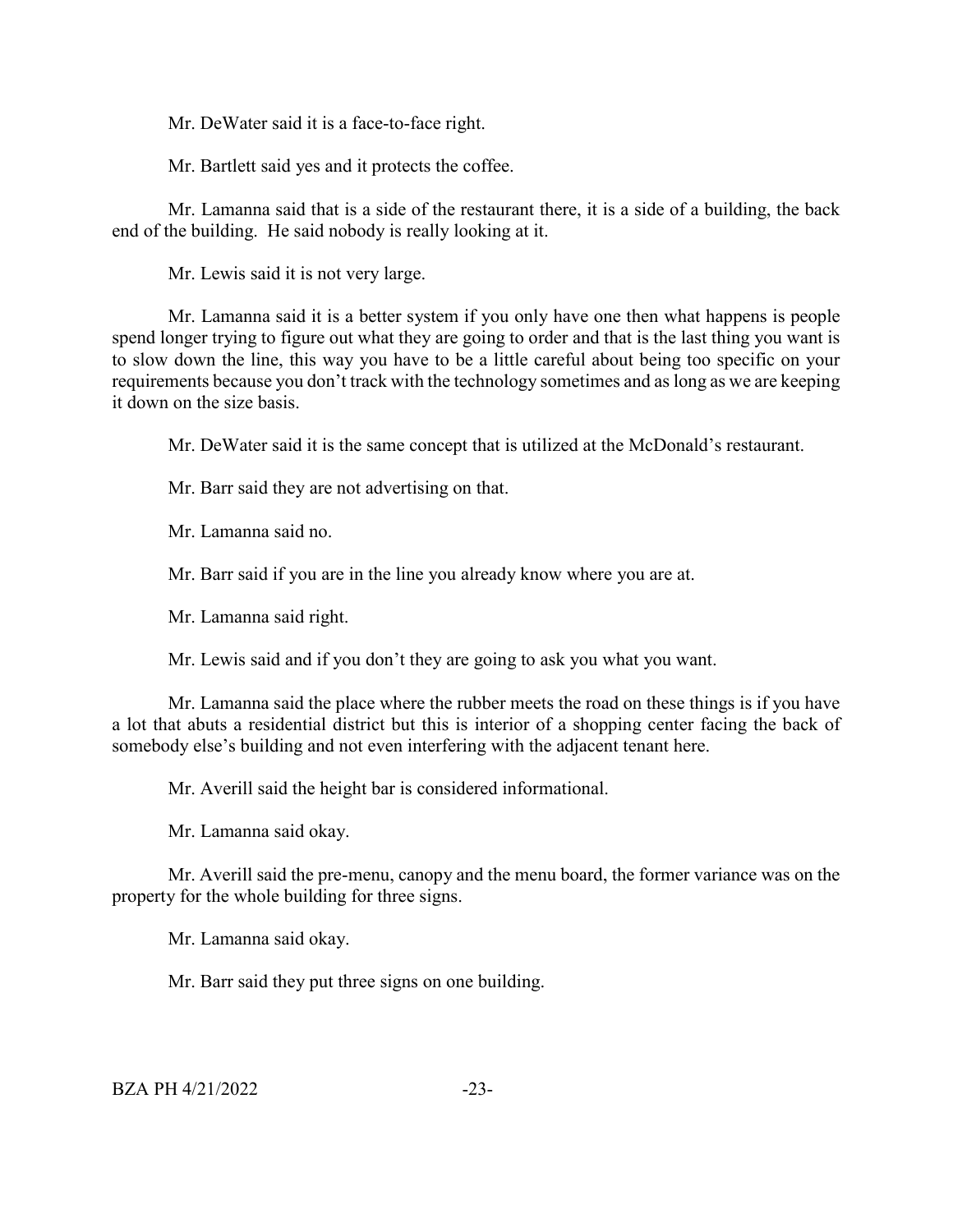Mr. DeWater said it is a face-to-face right.

Mr. Bartlett said yes and it protects the coffee.

Mr. Lamanna said that is a side of the restaurant there, it is a side of a building, the back end of the building. He said nobody is really looking at it.

Mr. Lewis said it is not very large.

Mr. Lamanna said it is a better system if you only have one then what happens is people spend longer trying to figure out what they are going to order and that is the last thing you want is to slow down the line, this way you have to be a little careful about being too specific on your requirements because you don't track with the technology sometimes and as long as we are keeping it down on the size basis.

Mr. DeWater said it is the same concept that is utilized at the McDonald's restaurant.

Mr. Barr said they are not advertising on that.

Mr. Lamanna said no.

Mr. Barr said if you are in the line you already know where you are at.

Mr. Lamanna said right.

Mr. Lewis said and if you don't they are going to ask you what you want.

Mr. Lamanna said the place where the rubber meets the road on these things is if you have a lot that abuts a residential district but this is interior of a shopping center facing the back of somebody else's building and not even interfering with the adjacent tenant here.

Mr. Averill said the height bar is considered informational.

Mr. Lamanna said okay.

Mr. Averill said the pre-menu, canopy and the menu board, the former variance was on the property for the whole building for three signs.

Mr. Lamanna said okay.

Mr. Barr said they put three signs on one building.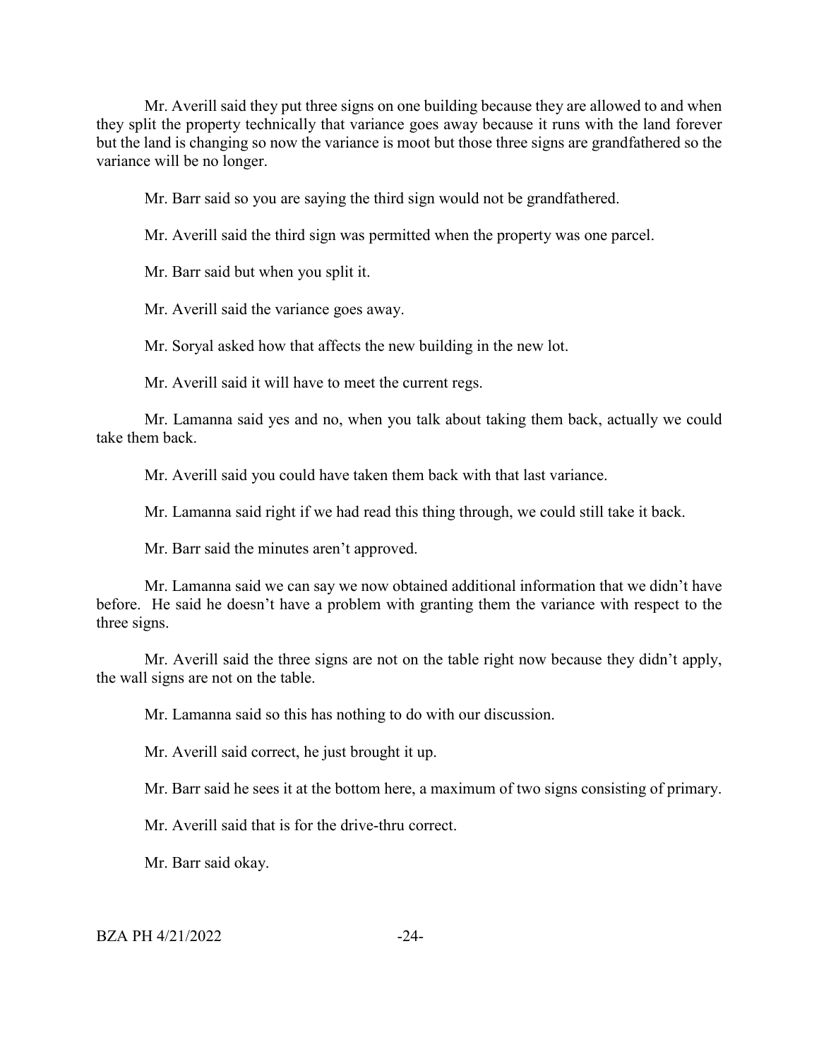Mr. Averill said they put three signs on one building because they are allowed to and when they split the property technically that variance goes away because it runs with the land forever but the land is changing so now the variance is moot but those three signs are grandfathered so the variance will be no longer.

Mr. Barr said so you are saying the third sign would not be grandfathered.

Mr. Averill said the third sign was permitted when the property was one parcel.

Mr. Barr said but when you split it.

Mr. Averill said the variance goes away.

Mr. Soryal asked how that affects the new building in the new lot.

Mr. Averill said it will have to meet the current regs.

Mr. Lamanna said yes and no, when you talk about taking them back, actually we could take them back.

Mr. Averill said you could have taken them back with that last variance.

Mr. Lamanna said right if we had read this thing through, we could still take it back.

Mr. Barr said the minutes aren't approved.

Mr. Lamanna said we can say we now obtained additional information that we didn't have before. He said he doesn't have a problem with granting them the variance with respect to the three signs.

Mr. Averill said the three signs are not on the table right now because they didn't apply, the wall signs are not on the table.

Mr. Lamanna said so this has nothing to do with our discussion.

Mr. Averill said correct, he just brought it up.

Mr. Barr said he sees it at the bottom here, a maximum of two signs consisting of primary.

Mr. Averill said that is for the drive-thru correct.

Mr. Barr said okay.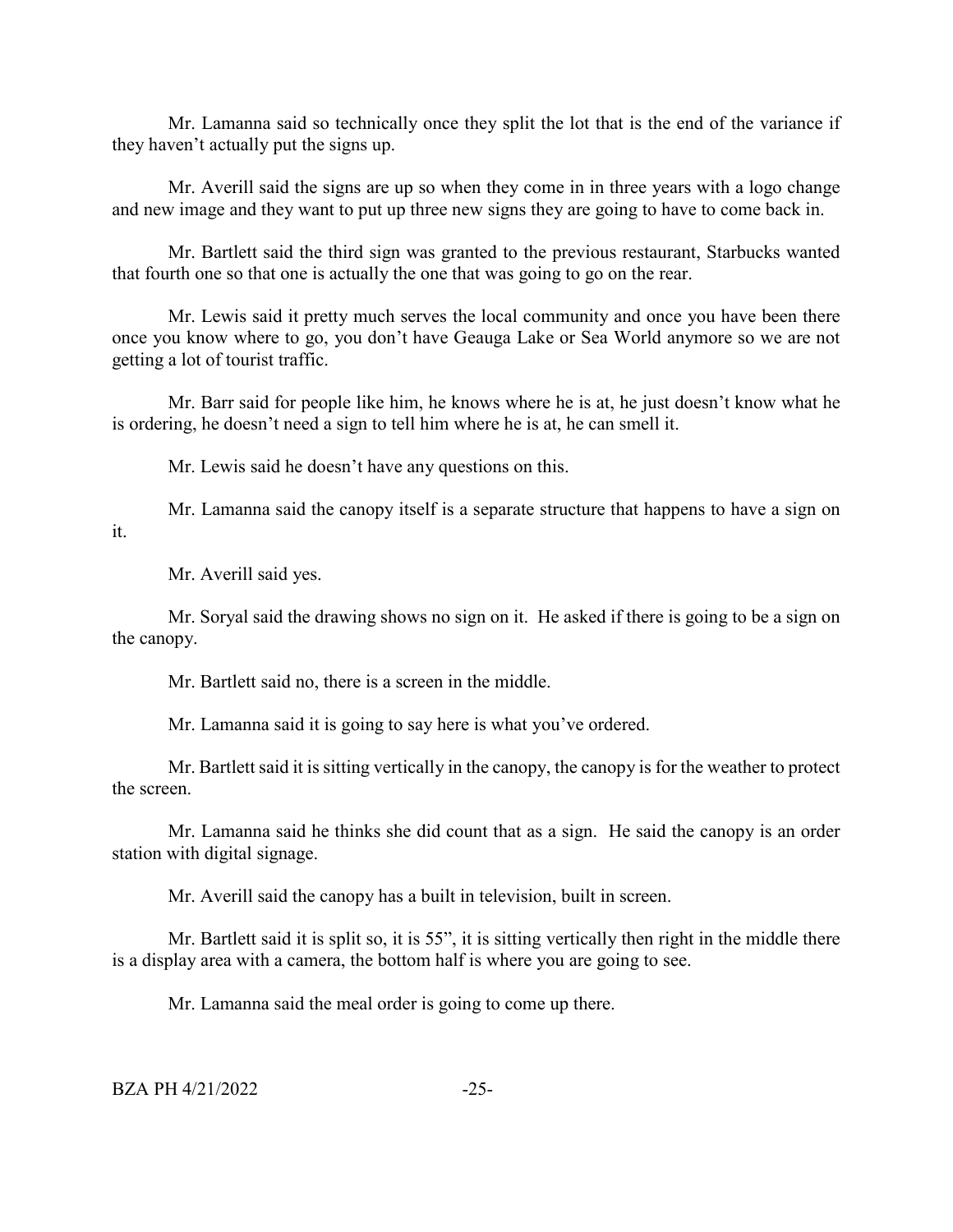Mr. Lamanna said so technically once they split the lot that is the end of the variance if they haven't actually put the signs up.

Mr. Averill said the signs are up so when they come in in three years with a logo change and new image and they want to put up three new signs they are going to have to come back in.

Mr. Bartlett said the third sign was granted to the previous restaurant, Starbucks wanted that fourth one so that one is actually the one that was going to go on the rear.

Mr. Lewis said it pretty much serves the local community and once you have been there once you know where to go, you don't have Geauga Lake or Sea World anymore so we are not getting a lot of tourist traffic.

Mr. Barr said for people like him, he knows where he is at, he just doesn't know what he is ordering, he doesn't need a sign to tell him where he is at, he can smell it.

Mr. Lewis said he doesn't have any questions on this.

Mr. Lamanna said the canopy itself is a separate structure that happens to have a sign on it.

Mr. Averill said yes.

Mr. Soryal said the drawing shows no sign on it. He asked if there is going to be a sign on the canopy.

Mr. Bartlett said no, there is a screen in the middle.

Mr. Lamanna said it is going to say here is what you've ordered.

Mr. Bartlett said it is sitting vertically in the canopy, the canopy is for the weather to protect the screen.

Mr. Lamanna said he thinks she did count that as a sign. He said the canopy is an order station with digital signage.

Mr. Averill said the canopy has a built in television, built in screen.

Mr. Bartlett said it is split so, it is 55", it is sitting vertically then right in the middle there is a display area with a camera, the bottom half is where you are going to see.

Mr. Lamanna said the meal order is going to come up there.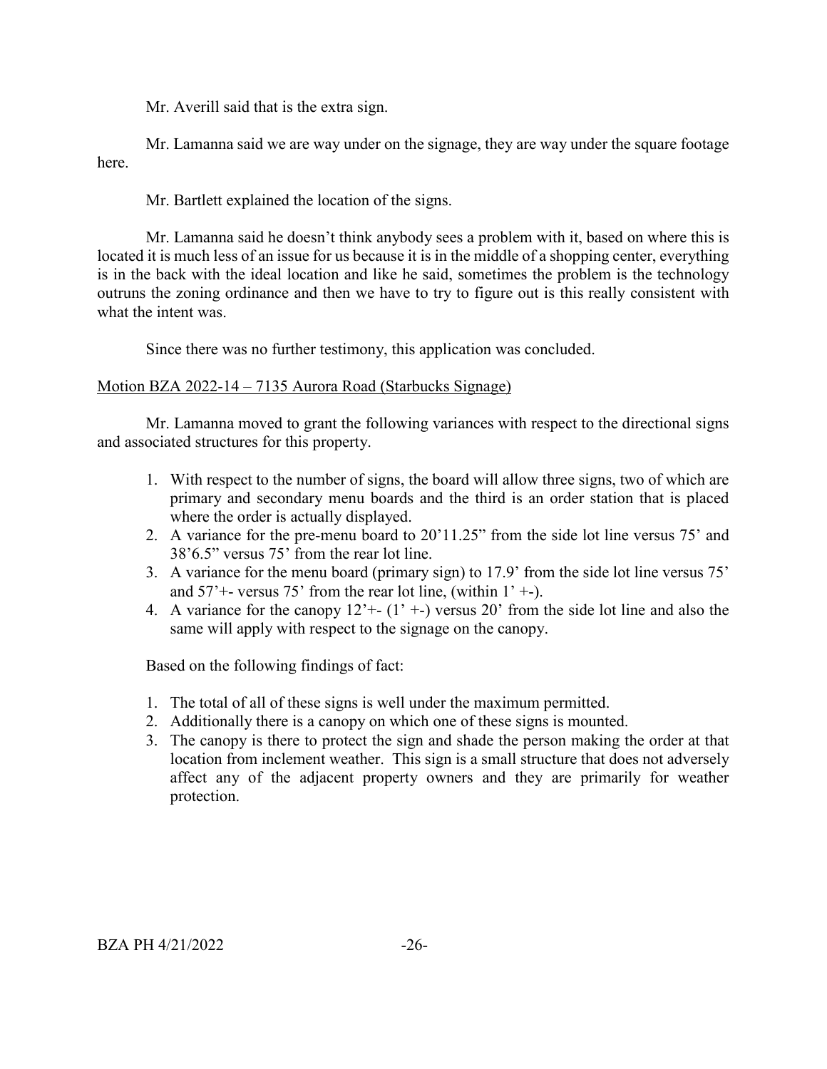Mr. Averill said that is the extra sign.

Mr. Lamanna said we are way under on the signage, they are way under the square footage here.

Mr. Bartlett explained the location of the signs.

Mr. Lamanna said he doesn't think anybody sees a problem with it, based on where this is located it is much less of an issue for us because it is in the middle of a shopping center, everything is in the back with the ideal location and like he said, sometimes the problem is the technology outruns the zoning ordinance and then we have to try to figure out is this really consistent with what the intent was.

Since there was no further testimony, this application was concluded.

Motion BZA 2022-14 – 7135 Aurora Road (Starbucks Signage)

Mr. Lamanna moved to grant the following variances with respect to the directional signs and associated structures for this property.

1. With respect to the number of signs, the board will allow three signs, two of which are primary and secondary menu boards and the third is an order station that is placed where the order is actually displayed.
2. A variance for the pre-menu board to 20'11.25" from the side lot line versus 75' and 38'6.5" versus 75' from the rear lot line.
3. A variance for the menu board (primary sign) to 17.9' from the side lot line versus 75' and 57'+- versus 75' from the rear lot line, (within 1' +-).
4. A variance for the canopy 12'+- (1' +-) versus 20' from the side lot line and also the same will apply with respect to the signage on the canopy.

Based on the following findings of fact:

1. The total of all of these signs is well under the maximum permitted.
2. Additionally there is a canopy on which one of these signs is mounted.
3. The canopy is there to protect the sign and shade the person making the order at that location from inclement weather. This sign is a small structure that does not adversely affect any of the adjacent property owners and they are primarily for weather protection.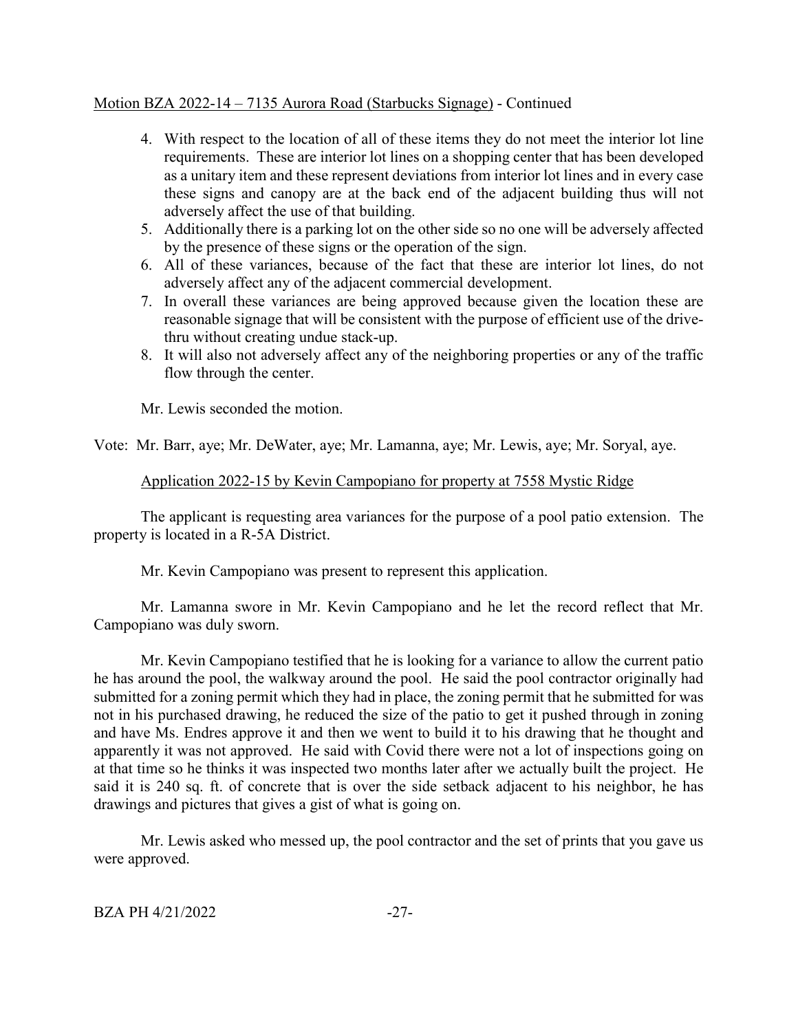Motion BZA 2022-14 – 7135 Aurora Road (Starbucks Signage) - Continued

4. With respect to the location of all of these items they do not meet the interior lot line requirements. These are interior lot lines on a shopping center that has been developed as a unitary item and these represent deviations from interior lot lines and in every case these signs and canopy are at the back end of the adjacent building thus will not adversely affect the use of that building.
5. Additionally there is a parking lot on the other side so no one will be adversely affected by the presence of these signs or the operation of the sign.
6. All of these variances, because of the fact that these are interior lot lines, do not adversely affect any of the adjacent commercial development.
7. In overall these variances are being approved because given the location these are reasonable signage that will be consistent with the purpose of efficient use of the drive-thru without creating undue stack-up.
8. It will also not adversely affect any of the neighboring properties or any of the traffic flow through the center.

Mr. Lewis seconded the motion.

Vote: Mr. Barr, aye; Mr. DeWater, aye; Mr. Lamanna, aye; Mr. Lewis, aye; Mr. Soryal, aye.

Application 2022-15 by Kevin Campopiano for property at 7558 Mystic Ridge

The applicant is requesting area variances for the purpose of a pool patio extension. The property is located in a R-5A District.

Mr. Kevin Campopiano was present to represent this application.

Mr. Lamanna swore in Mr. Kevin Campopiano and he let the record reflect that Mr. Campopiano was duly sworn.

Mr. Kevin Campopiano testified that he is looking for a variance to allow the current patio he has around the pool, the walkway around the pool. He said the pool contractor originally had submitted for a zoning permit which they had in place, the zoning permit that he submitted for was not in his purchased drawing, he reduced the size of the patio to get it pushed through in zoning and have Ms. Endres approve it and then we went to build it to his drawing that he thought and apparently it was not approved. He said with Covid there were not a lot of inspections going on at that time so he thinks it was inspected two months later after we actually built the project. He said it is 240 sq. ft. of concrete that is over the side setback adjacent to his neighbor, he has drawings and pictures that gives a gist of what is going on.

Mr. Lewis asked who messed up, the pool contractor and the set of prints that you gave us were approved.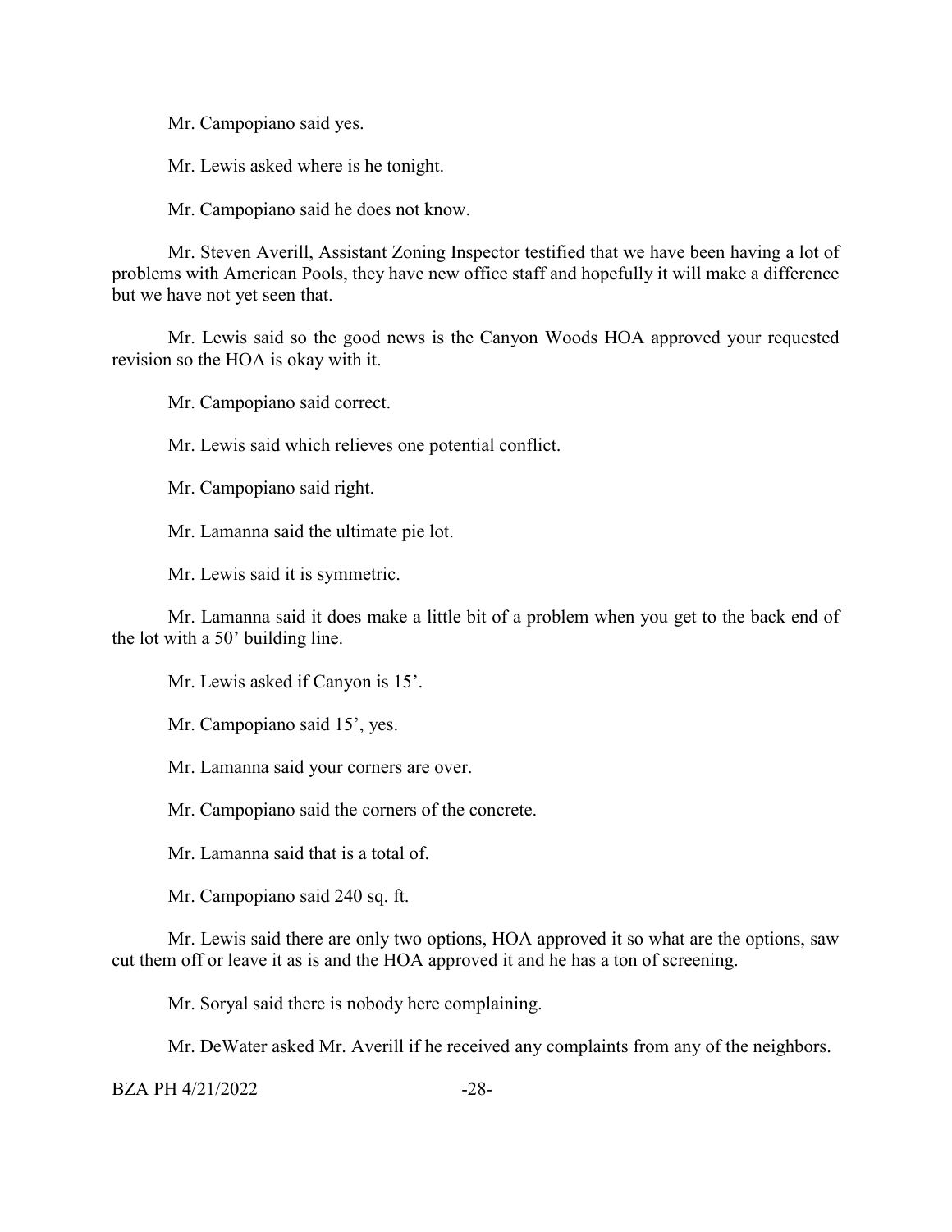Mr. Campopiano said yes.

Mr. Lewis asked where is he tonight.

Mr. Campopiano said he does not know.

Mr. Steven Averill, Assistant Zoning Inspector testified that we have been having a lot of problems with American Pools, they have new office staff and hopefully it will make a difference but we have not yet seen that.

Mr. Lewis said so the good news is the Canyon Woods HOA approved your requested revision so the HOA is okay with it.

Mr. Campopiano said correct.

Mr. Lewis said which relieves one potential conflict.

Mr. Campopiano said right.

Mr. Lamanna said the ultimate pie lot.

Mr. Lewis said it is symmetric.

Mr. Lamanna said it does make a little bit of a problem when you get to the back end of the lot with a 50' building line.

Mr. Lewis asked if Canyon is 15'.

Mr. Campopiano said 15', yes.

Mr. Lamanna said your corners are over.

Mr. Campopiano said the corners of the concrete.

Mr. Lamanna said that is a total of.

Mr. Campopiano said 240 sq. ft.

Mr. Lewis said there are only two options, HOA approved it so what are the options, saw cut them off or leave it as is and the HOA approved it and he has a ton of screening.

Mr. Soryal said there is nobody here complaining.

Mr. DeWater asked Mr. Averill if he received any complaints from any of the neighbors.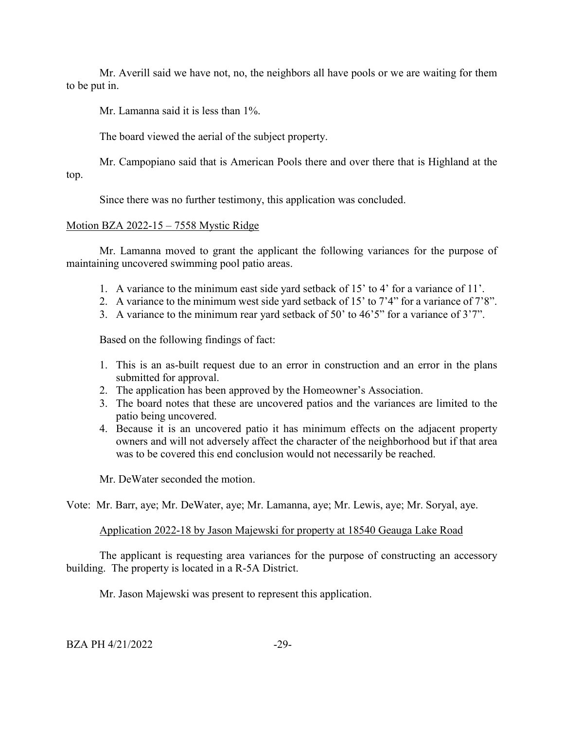Mr. Averill said we have not, no, the neighbors all have pools or we are waiting for them to be put in.

Mr. Lamanna said it is less than 1%.

The board viewed the aerial of the subject property.

Mr. Campopiano said that is American Pools there and over there that is Highland at the top.

Since there was no further testimony, this application was concluded.

<u>Motion BZA 2022-15 – 7558 Mystic Ridge</u>

Mr. Lamanna moved to grant the applicant the following variances for the purpose of maintaining uncovered swimming pool patio areas.

1. A variance to the minimum east side yard setback of 15' to 4' for a variance of 11'.
2. A variance to the minimum west side yard setback of 15' to 7'4" for a variance of 7'8".
3. A variance to the minimum rear yard setback of 50' to 46'5" for a variance of 3'7".

Based on the following findings of fact:

1. This is an as-built request due to an error in construction and an error in the plans submitted for approval.
2. The application has been approved by the Homeowner's Association.
3. The board notes that these are uncovered patios and the variances are limited to the patio being uncovered.
4. Because it is an uncovered patio it has minimum effects on the adjacent property owners and will not adversely affect the character of the neighborhood but if that area was to be covered this end conclusion would not necessarily be reached.

Mr. DeWater seconded the motion.

Vote: Mr. Barr, aye; Mr. DeWater, aye; Mr. Lamanna, aye; Mr. Lewis, aye; Mr. Soryal, aye.

<u>Application 2022-18 by Jason Majewski for property at 18540 Geauga Lake Road</u>

The applicant is requesting area variances for the purpose of constructing an accessory building. The property is located in a R-5A District.

Mr. Jason Majewski was present to represent this application.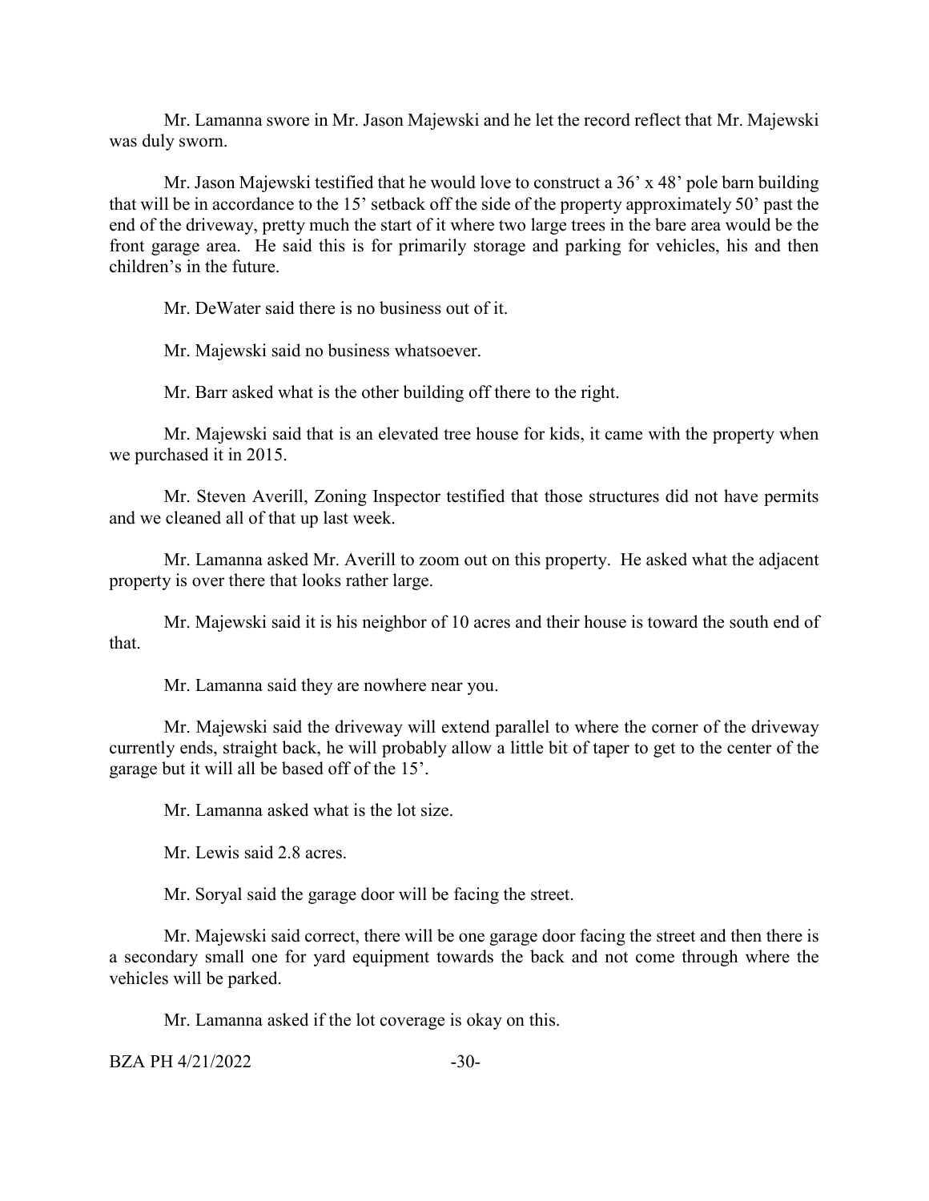Mr. Lamanna swore in Mr. Jason Majewski and he let the record reflect that Mr. Majewski was duly sworn.

Mr. Jason Majewski testified that he would love to construct a 36' x 48' pole barn building that will be in accordance to the 15' setback off the side of the property approximately 50' past the end of the driveway, pretty much the start of it where two large trees in the bare area would be the front garage area. He said this is for primarily storage and parking for vehicles, his and then children's in the future.

Mr. DeWater said there is no business out of it.

Mr. Majewski said no business whatsoever.

Mr. Barr asked what is the other building off there to the right.

Mr. Majewski said that is an elevated tree house for kids, it came with the property when we purchased it in 2015.

Mr. Steven Averill, Zoning Inspector testified that those structures did not have permits and we cleaned all of that up last week.

Mr. Lamanna asked Mr. Averill to zoom out on this property. He asked what the adjacent property is over there that looks rather large.

Mr. Majewski said it is his neighbor of 10 acres and their house is toward the south end of that.

Mr. Lamanna said they are nowhere near you.

Mr. Majewski said the driveway will extend parallel to where the corner of the driveway currently ends, straight back, he will probably allow a little bit of taper to get to the center of the garage but it will all be based off of the 15'.

Mr. Lamanna asked what is the lot size.

Mr. Lewis said 2.8 acres.

Mr. Soryal said the garage door will be facing the street.

Mr. Majewski said correct, there will be one garage door facing the street and then there is a secondary small one for yard equipment towards the back and not come through where the vehicles will be parked.

Mr. Lamanna asked if the lot coverage is okay on this.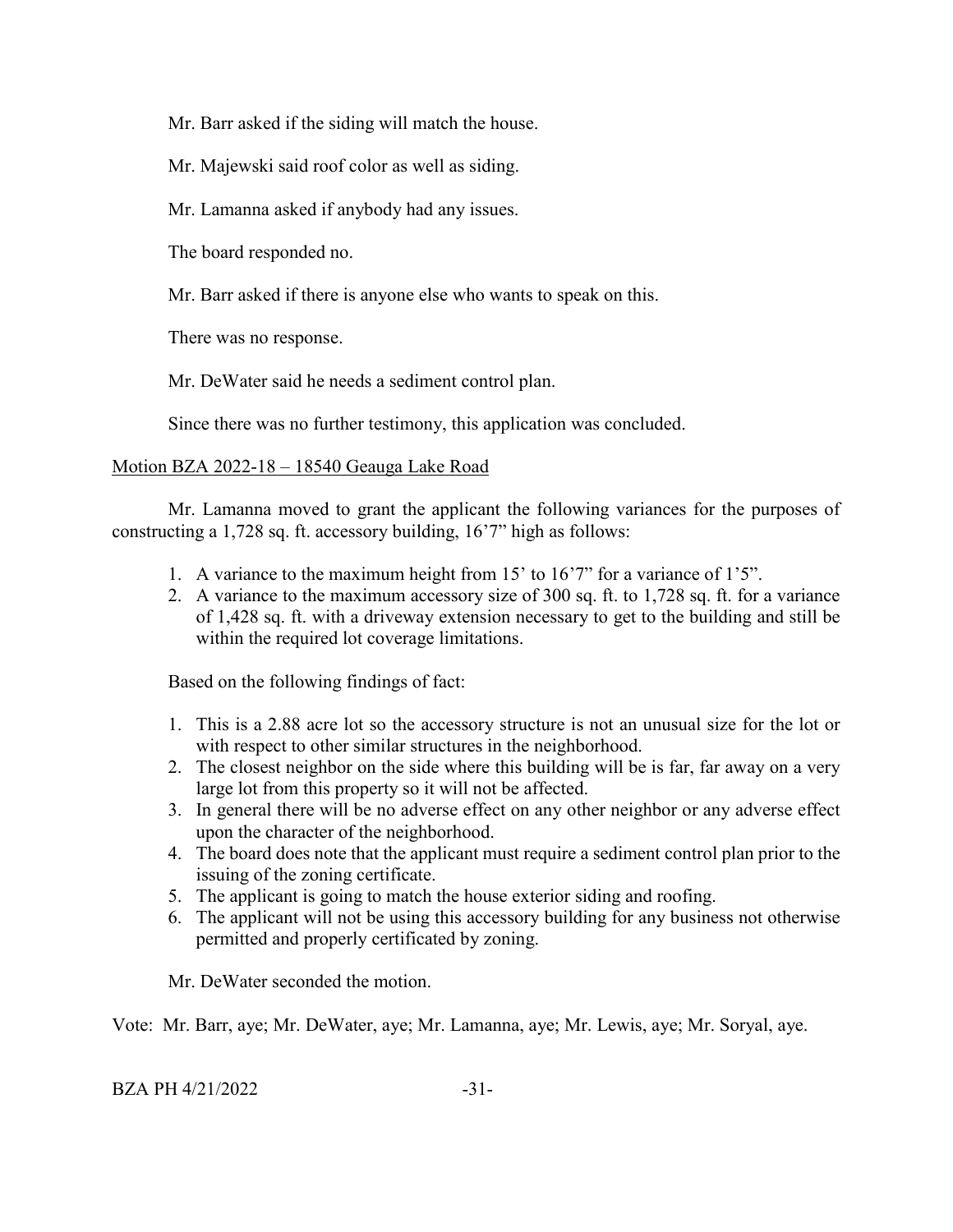Mr. Barr asked if the siding will match the house.

Mr. Majewski said roof color as well as siding.

Mr. Lamanna asked if anybody had any issues.

The board responded no.

Mr. Barr asked if there is anyone else who wants to speak on this.

There was no response.

Mr. DeWater said he needs a sediment control plan.

Since there was no further testimony, this application was concluded.

<u>Motion BZA 2022-18 – 18540 Geauga Lake Road</u>

Mr. Lamanna moved to grant the applicant the following variances for the purposes of constructing a 1,728 sq. ft. accessory building, 16'7" high as follows:

1. A variance to the maximum height from 15' to 16'7" for a variance of 1'5".
2. A variance to the maximum accessory size of 300 sq. ft. to 1,728 sq. ft. for a variance of 1,428 sq. ft. with a driveway extension necessary to get to the building and still be within the required lot coverage limitations.

Based on the following findings of fact:

1. This is a 2.88 acre lot so the accessory structure is not an unusual size for the lot or with respect to other similar structures in the neighborhood.
2. The closest neighbor on the side where this building will be is far, far away on a very large lot from this property so it will not be affected.
3. In general there will be no adverse effect on any other neighbor or any adverse effect upon the character of the neighborhood.
4. The board does note that the applicant must require a sediment control plan prior to the issuing of the zoning certificate.
5. The applicant is going to match the house exterior siding and roofing.
6. The applicant will not be using this accessory building for any business not otherwise permitted and properly certificated by zoning.

Mr. DeWater seconded the motion.

Vote: Mr. Barr, aye; Mr. DeWater, aye; Mr. Lamanna, aye; Mr. Lewis, aye; Mr. Soryal, aye.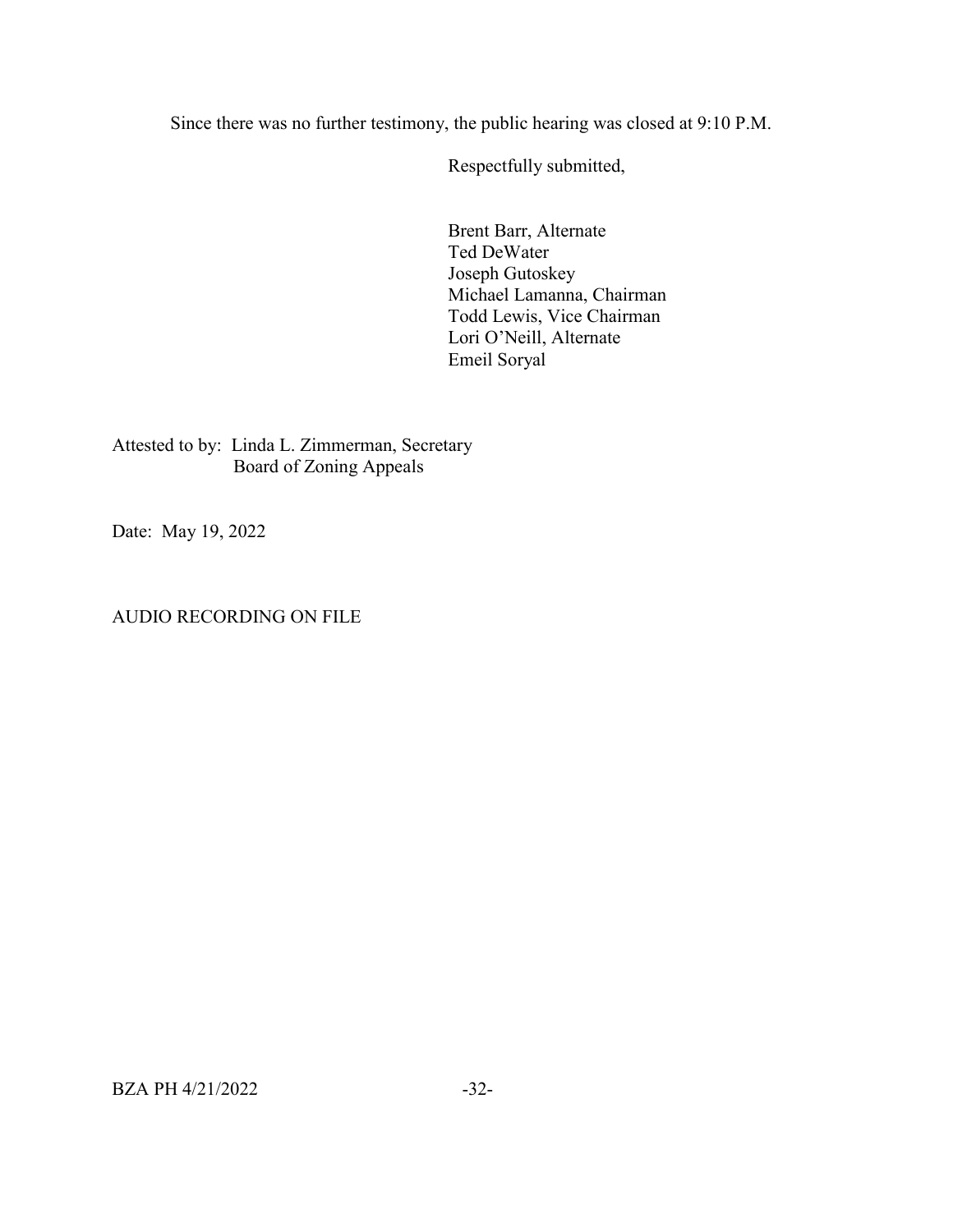Since there was no further testimony, the public hearing was closed at 9:10 P.M.

Respectfully submitted,

Brent Barr, Alternate
Ted DeWater
Joseph Gutoskey
Michael Lamanna, Chairman
Todd Lewis, Vice Chairman
Lori O'Neill, Alternate
Emeil Soryal

Attested to by: Linda L. Zimmerman, Secretary
Board of Zoning Appeals

Date: May 19, 2022

AUDIO RECORDING ON FILE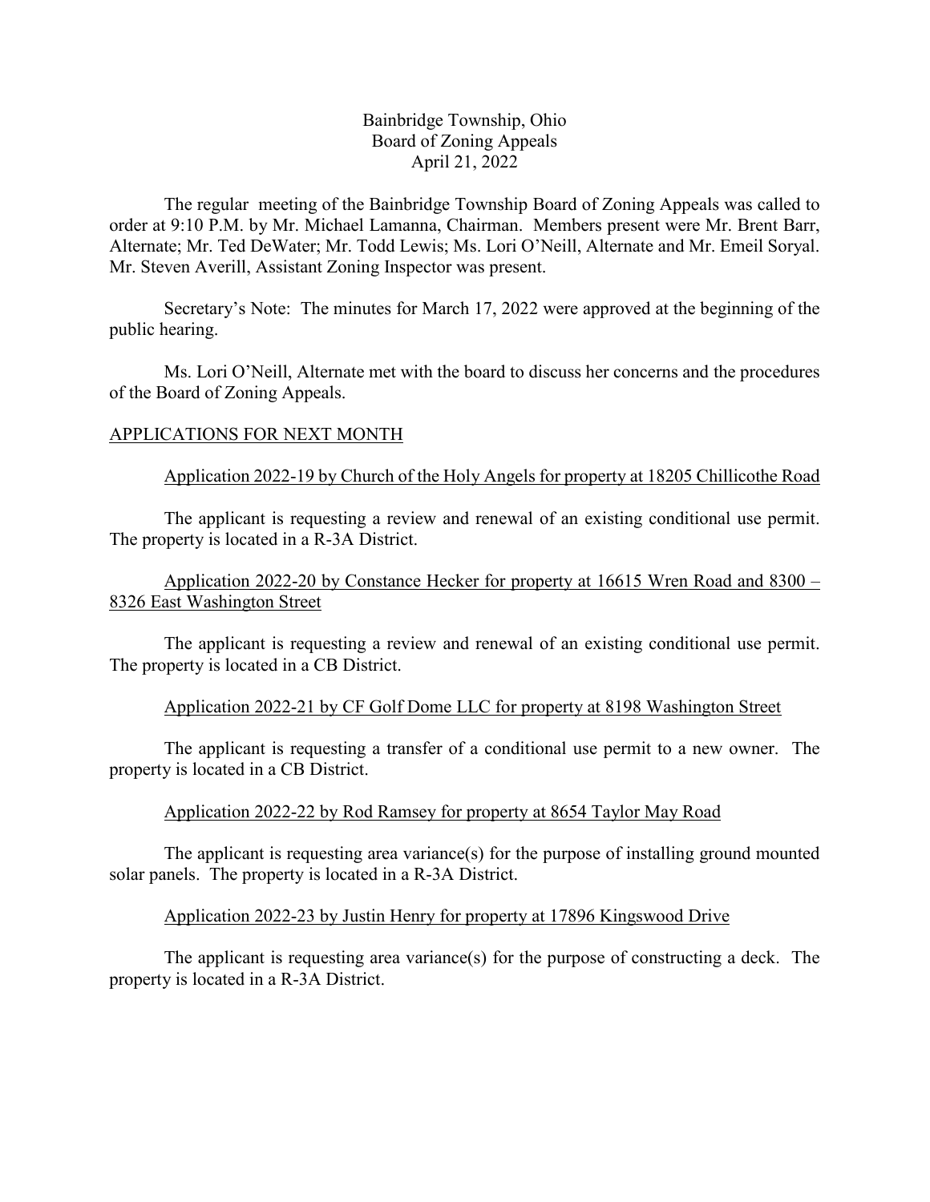Bainbridge Township, Ohio
Board of Zoning Appeals
April 21, 2022

The regular meeting of the Bainbridge Township Board of Zoning Appeals was called to order at 9:10 P.M. by Mr. Michael Lamanna, Chairman. Members present were Mr. Brent Barr, Alternate; Mr. Ted DeWater; Mr. Todd Lewis; Ms. Lori O'Neill, Alternate and Mr. Emeil Soryal. Mr. Steven Averill, Assistant Zoning Inspector was present.

Secretary's Note: The minutes for March 17, 2022 were approved at the beginning of the public hearing.

Ms. Lori O'Neill, Alternate met with the board to discuss her concerns and the procedures of the Board of Zoning Appeals.

APPLICATIONS FOR NEXT MONTH

Application 2022-19 by Church of the Holy Angels for property at 18205 Chillicothe Road

The applicant is requesting a review and renewal of an existing conditional use permit. The property is located in a R-3A District.

Application 2022-20 by Constance Hecker for property at 16615 Wren Road and 8300 – 8326 East Washington Street

The applicant is requesting a review and renewal of an existing conditional use permit. The property is located in a CB District.

Application 2022-21 by CF Golf Dome LLC for property at 8198 Washington Street

The applicant is requesting a transfer of a conditional use permit to a new owner. The property is located in a CB District.

Application 2022-22 by Rod Ramsey for property at 8654 Taylor May Road

The applicant is requesting area variance(s) for the purpose of installing ground mounted solar panels. The property is located in a R-3A District.

Application 2022-23 by Justin Henry for property at 17896 Kingswood Drive

The applicant is requesting area variance(s) for the purpose of constructing a deck. The property is located in a R-3A District.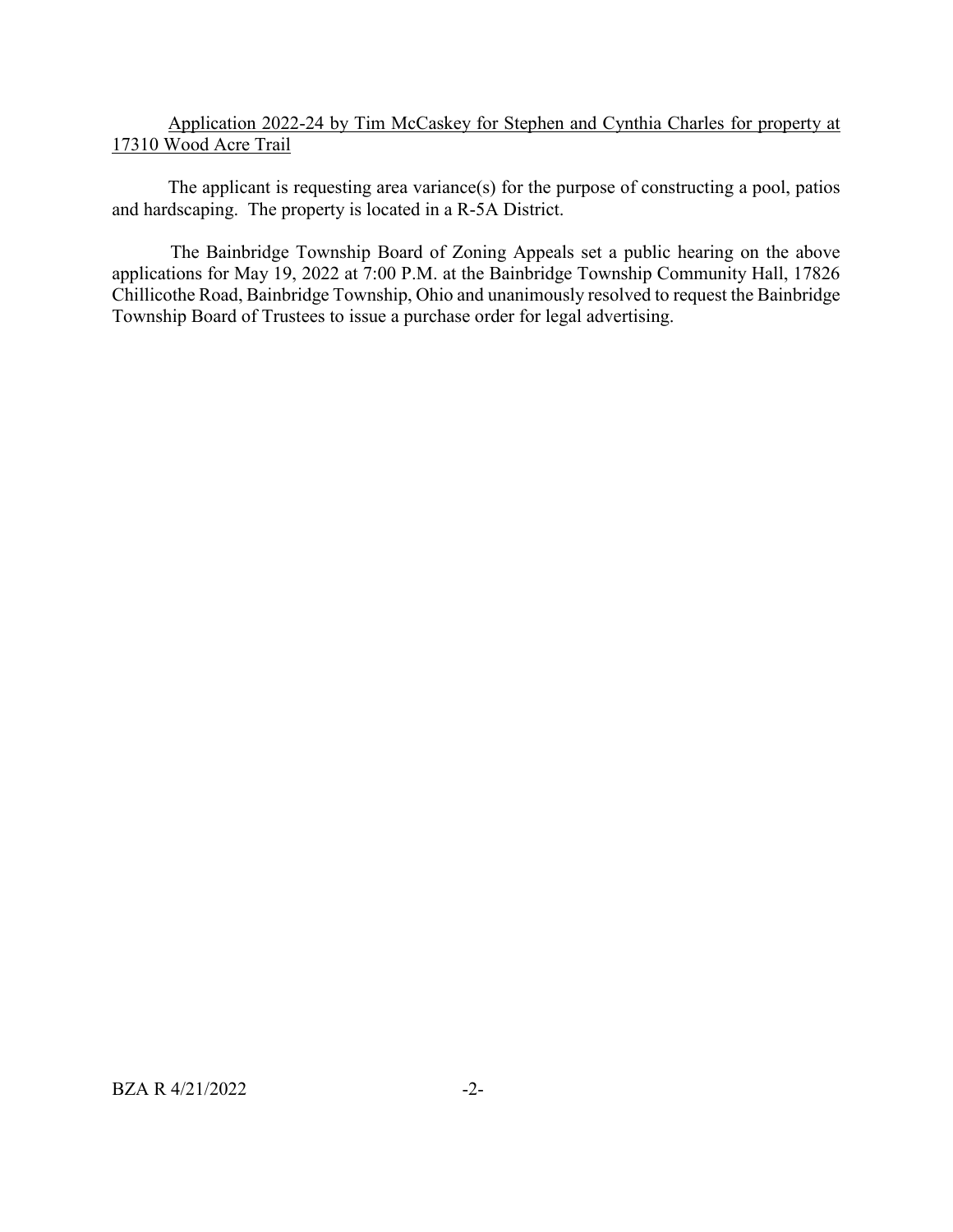Application 2022-24 by Tim McCaskey for Stephen and Cynthia Charles for property at 17310 Wood Acre Trail

The applicant is requesting area variance(s) for the purpose of constructing a pool, patios and hardscaping. The property is located in a R-5A District.

The Bainbridge Township Board of Zoning Appeals set a public hearing on the above applications for May 19, 2022 at 7:00 P.M. at the Bainbridge Township Community Hall, 17826 Chillicothe Road, Bainbridge Township, Ohio and unanimously resolved to request the Bainbridge Township Board of Trustees to issue a purchase order for legal advertising.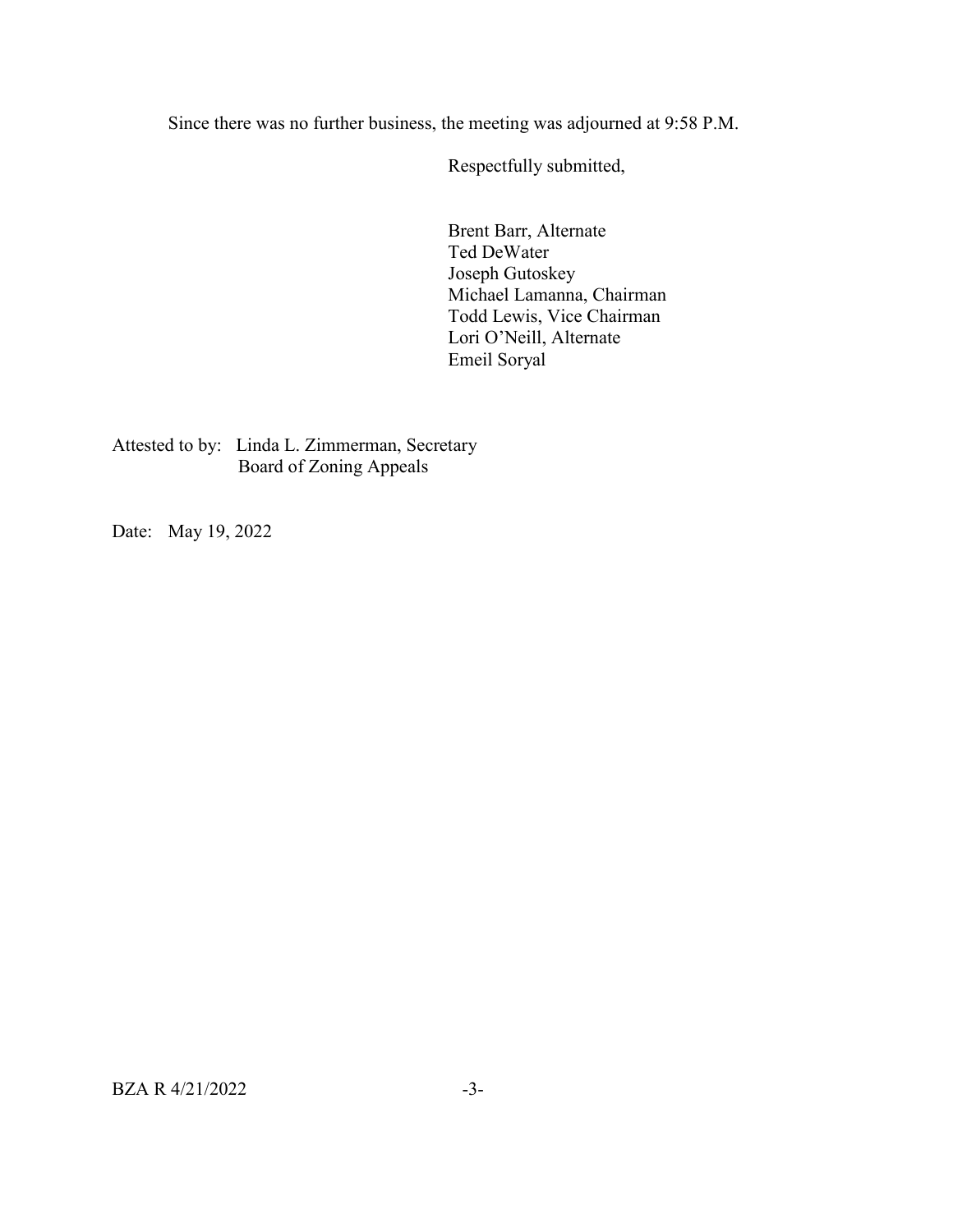Since there was no further business, the meeting was adjourned at 9:58 P.M.

Respectfully submitted,

Brent Barr, Alternate
Ted DeWater
Joseph Gutoskey
Michael Lamanna, Chairman
Todd Lewis, Vice Chairman
Lori O'Neill, Alternate
Emeil Soryal

Attested to by: Linda L. Zimmerman, Secretary
Board of Zoning Appeals

Date: May 19, 2022